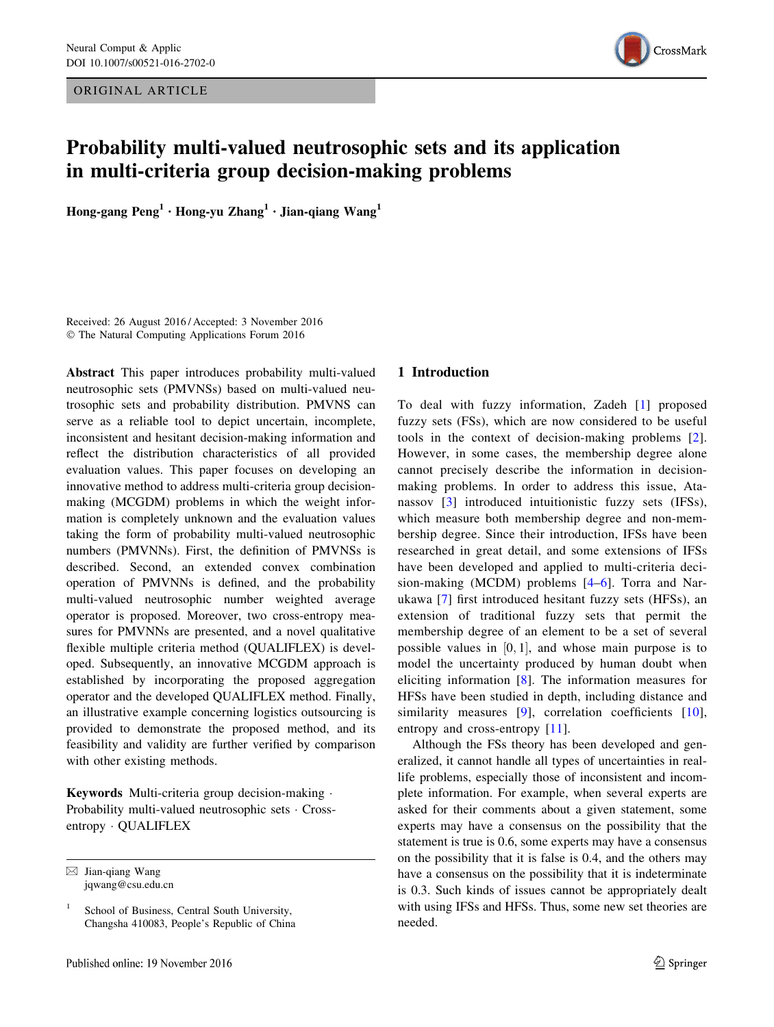ORIGINAL ARTICLE

# Probability multi-valued neutrosophic sets and its application in multi-criteria group decision-making problems

**Hong-gang Peng[1] · Hong-yu Zhang[1] · Jian-qiang Wang[1]**

Received: 26 August 2016 / Accepted: 3 November 2016
© The Natural Computing Applications Forum 2016

**Abstract** This paper introduces probability multi-valued neutrosophic sets (PMVNSs) based on multi-valued neutrosophic sets and probability distribution. PMVNS can serve as a reliable tool to depict uncertain, incomplete, inconsistent and hesitant decision-making information and reflect the distribution characteristics of all provided evaluation values. This paper focuses on developing an innovative method to address multi-criteria group decision-making (MCGDM) problems in which the weight information is completely unknown and the evaluation values taking the form of probability multi-valued neutrosophic numbers (PMVNNs). First, the definition of PMVNSs is described. Second, an extended convex combination operation of PMVNNs is defined, and the probability multi-valued neutrosophic number weighted average operator is proposed. Moreover, two cross-entropy measures for PMVNNs are presented, and a novel qualitative flexible multiple criteria method (QUALIFLEX) is developed. Subsequently, an innovative MCGDM approach is established by incorporating the proposed aggregation operator and the developed QUALIFLEX method. Finally, an illustrative example concerning logistics outsourcing is provided to demonstrate the proposed method, and its feasibility and validity are further verified by comparison with other existing methods.

**Keywords** Multi-criteria group decision-making · Probability multi-valued neutrosophic sets · Cross-entropy · QUALIFLEX

✉ Jian-qiang Wang
jqwang@csu.edu.cn

[1] School of Business, Central South University, Changsha 410083, People's Republic of China

## 1 Introduction

To deal with fuzzy information, Zadeh [1] proposed fuzzy sets (FSs), which are now considered to be useful tools in the context of decision-making problems [2]. However, in some cases, the membership degree alone cannot precisely describe the information in decision-making problems. In order to address this issue, Atanassov [3] introduced intuitionistic fuzzy sets (IFSs), which measure both membership degree and non-membership degree. Since their introduction, IFSs have been researched in great detail, and some extensions of IFSs have been developed and applied to multi-criteria decision-making (MCDM) problems [4–6]. Torra and Narukawa [7] first introduced hesitant fuzzy sets (HFSs), an extension of traditional fuzzy sets that permit the membership degree of an element to be a set of several possible values in $[0, 1]$, and whose main purpose is to model the uncertainty produced by human doubt when eliciting information [8]. The information measures for HFSs have been studied in depth, including distance and similarity measures [9], correlation coefficients [10], entropy and cross-entropy [11].

Although the FSs theory has been developed and generalized, it cannot handle all types of uncertainties in real-life problems, especially those of inconsistent and incomplete information. For example, when several experts are asked for their comments about a given statement, some experts may have a consensus on the possibility that the statement is true is 0.6, some experts may have a consensus on the possibility that it is false is 0.4, and the others may have a consensus on the possibility that it is indeterminate is 0.3. Such kinds of issues cannot be appropriately dealt with using IFSs and HFSs. Thus, some new set theories are needed.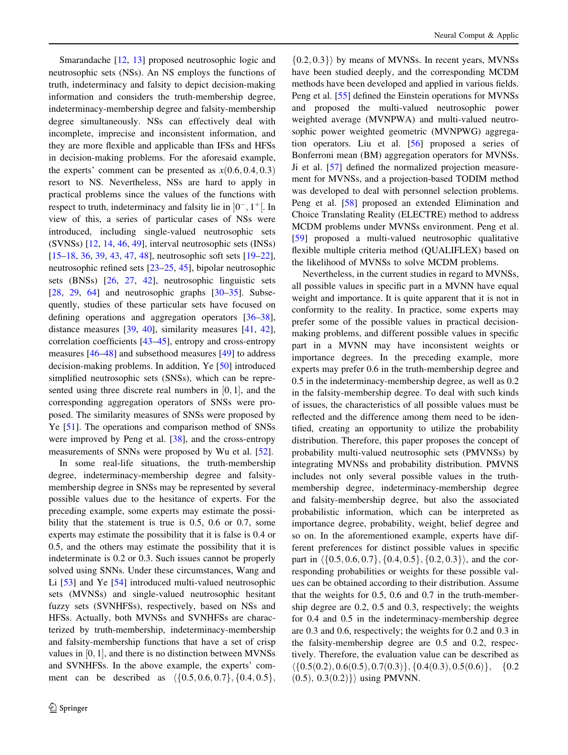Smarandache [12, 13] proposed neutrosophic logic and neutrosophic sets (NSs). An NS employs the functions of truth, indeterminacy and falsity to depict decision-making information and considers the truth-membership degree, indeterminacy-membership degree and falsity-membership degree simultaneously. NSs can effectively deal with incomplete, imprecise and inconsistent information, and they are more flexible and applicable than IFSs and HFSs in decision-making problems. For the aforesaid example, the experts' comment can be presented as $x(0.6, 0.4, 0.3)$ resort to NS. Nevertheless, NSs are hard to apply in practical problems since the values of the functions with respect to truth, indeterminacy and falsity lie in $]0^-, 1^+[$. In view of this, a series of particular cases of NSs were introduced, including single-valued neutrosophic sets (SVNSs) [12, 14, 46, 49], interval neutrosophic sets (INSs) [15–18, 36, 39, 43, 47, 48], neutrosophic soft sets [19–22], neutrosophic refined sets [23–25, 45], bipolar neutrosophic sets (BNSs) [26, 27, 42], neutrosophic linguistic sets [28, 29, 64] and neutrosophic graphs [30–35]. Subsequently, studies of these particular sets have focused on defining operations and aggregation operators [36–38], distance measures [39, 40], similarity measures [41, 42], correlation coefficients [43–45], entropy and cross-entropy measures [46–48] and subsethood measures [49] to address decision-making problems. In addition, Ye [50] introduced simplified neutrosophic sets (SNSs), which can be represented using three discrete real numbers in $[0, 1]$, and the corresponding aggregation operators of SNSs were proposed. The similarity measures of SNSs were proposed by Ye [51]. The operations and comparison method of SNSs were improved by Peng et al. [38], and the cross-entropy measurements of SNNs were proposed by Wu et al. [52].

In some real-life situations, the truth-membership degree, indeterminacy-membership degree and falsity-membership degree in SNSs may be represented by several possible values due to the hesitance of experts. For the preceding example, some experts may estimate the possibility that the statement is true is 0.5, 0.6 or 0.7, some experts may estimate the possibility that it is false is 0.4 or 0.5, and the others may estimate the possibility that it is indeterminate is 0.2 or 0.3. Such issues cannot be properly solved using SNNs. Under these circumstances, Wang and Li [53] and Ye [54] introduced multi-valued neutrosophic sets (MVNSs) and single-valued neutrosophic hesitant fuzzy sets (SVNHFSs), respectively, based on NSs and HFSs. Actually, both MVNSs and SVNHFSs are characterized by truth-membership, indeterminacy-membership and falsity-membership functions that have a set of crisp values in $[0, 1]$, and there is no distinction between MVNSs and SVNHFSs. In the above example, the experts' comment can be described as $\langle\{0.5, 0.6, 0.7\}, \{0.4, 0.5\}, \{0.2, 0.3\}\rangle$ by means of MVNSs. In recent years, MVNSs have been studied deeply, and the corresponding MCDM methods have been developed and applied in various fields. Peng et al. [55] defined the Einstein operations for MVNSs and proposed the multi-valued neutrosophic power weighted average (MVNPWA) and multi-valued neutrosophic power weighted geometric (MVNPWG) aggregation operators. Liu et al. [56] proposed a series of Bonferroni mean (BM) aggregation operators for MVNSs. Ji et al. [57] defined the normalized projection measurement for MVNSs, and a projection-based TODIM method was developed to deal with personnel selection problems. Peng et al. [58] proposed an extended Elimination and Choice Translating Reality (ELECTRE) method to address MCDM problems under MVNSs environment. Peng et al. [59] proposed a multi-valued neutrosophic qualitative flexible multiple criteria method (QUALIFLEX) based on the likelihood of MVNSs to solve MCDM problems.

Nevertheless, in the current studies in regard to MVNSs, all possible values in specific part in a MVNN have equal weight and importance. It is quite apparent that it is not in conformity to the reality. In practice, some experts may prefer some of the possible values in practical decision-making problems, and different possible values in specific part in a MVNN may have inconsistent weights or importance degrees. In the preceding example, more experts may prefer 0.6 in the truth-membership degree and 0.5 in the indeterminacy-membership degree, as well as 0.2 in the falsity-membership degree. To deal with such kinds of issues, the characteristics of all possible values must be reflected and the difference among them need to be identified, creating an opportunity to utilize the probability distribution. Therefore, this paper proposes the concept of probability multi-valued neutrosophic sets (PMVNSs) by integrating MVNSs and probability distribution. PMVNS includes not only several possible values in the truth-membership degree, indeterminacy-membership degree and falsity-membership degree, but also the associated probabilistic information, which can be interpreted as importance degree, probability, weight, belief degree and so on. In the aforementioned example, experts have different preferences for distinct possible values in specific part in $\langle\{0.5, 0.6, 0.7\}, \{0.4, 0.5\}, \{0.2, 0.3\}\rangle$, and the corresponding probabilities or weights for these possible values can be obtained according to their distribution. Assume that the weights for 0.5, 0.6 and 0.7 in the truth-membership degree are 0.2, 0.5 and 0.3, respectively; the weights for 0.4 and 0.5 in the indeterminacy-membership degree are 0.3 and 0.6, respectively; the weights for 0.2 and 0.3 in the falsity-membership degree are 0.5 and 0.2, respectively. Therefore, the evaluation value can be described as $\langle\{0.5(0.2), 0.6(0.5), 0.7(0.3)\}, \{0.4(0.3), 0.5(0.6)\}, \{0.2(0.5), 0.3(0.2)\}\rangle$ using PMVNN.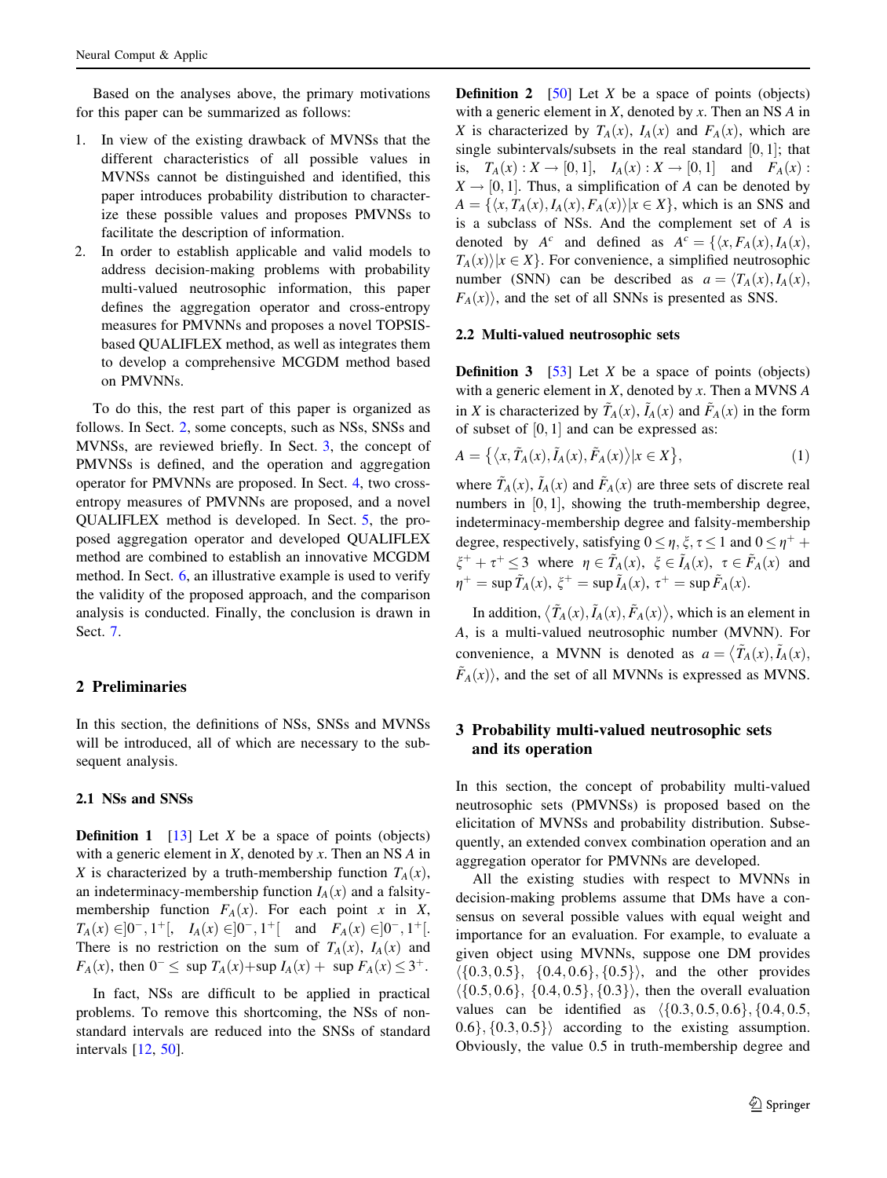Based on the analyses above, the primary motivations for this paper can be summarized as follows:

1. In view of the existing drawback of MVNSs that the different characteristics of all possible values in MVNSs cannot be distinguished and identified, this paper introduces probability distribution to characterize these possible values and proposes PMVNSs to facilitate the description of information.
2. In order to establish applicable and valid models to address decision-making problems with probability multi-valued neutrosophic information, this paper defines the aggregation operator and cross-entropy measures for PMVNNs and proposes a novel TOPSIS-based QUALIFLEX method, as well as integrates them to develop a comprehensive MCGDM method based on PMVNNs.

To do this, the rest part of this paper is organized as follows. In Sect. 2, some concepts, such as NSs, SNSs and MVNSs, are reviewed briefly. In Sect. 3, the concept of PMVNSs is defined, and the operation and aggregation operator for PMVNNs are proposed. In Sect. 4, two cross-entropy measures of PMVNNs are proposed, and a novel QUALIFLEX method is developed. In Sect. 5, the proposed aggregation operator and developed QUALIFLEX method are combined to establish an innovative MCGDM method. In Sect. 6, an illustrative example is used to verify the validity of the proposed approach, and the comparison analysis is conducted. Finally, the conclusion is drawn in Sect. 7.

## 2 Preliminaries

In this section, the definitions of NSs, SNSs and MVNSs will be introduced, all of which are necessary to the subsequent analysis.

### 2.1 NSs and SNSs

**Definition 1** [13] Let $X$ be a space of points (objects) with a generic element in $X$, denoted by $x$. Then an NS $A$ in $X$ is characterized by a truth-membership function $T_A(x)$, an indeterminacy-membership function $I_A(x)$ and a falsity-membership function $F_A(x)$. For each point $x$ in $X$, $T_A(x) \in ]0^-, 1^+[$, $I_A(x) \in ]0^-, 1^+[$ and $F_A(x) \in ]0^-, 1^+[$. There is no restriction on the sum of $T_A(x)$, $I_A(x)$ and $F_A(x)$, then $0^- \leq \sup T_A(x) + \sup I_A(x) + \sup F_A(x) \leq 3^+$.

In fact, NSs are difficult to be applied in practical problems. To remove this shortcoming, the NSs of non-standard intervals are reduced into the SNSs of standard intervals [12, 50].

**Definition 2** [50] Let $X$ be a space of points (objects) with a generic element in $X$, denoted by $x$. Then an NS $A$ in $X$ is characterized by $T_A(x)$, $I_A(x)$ and $F_A(x)$, which are single subintervals/subsets in the real standard $[0, 1]$; that is, $T_A(x) : X \rightarrow [0, 1]$, $I_A(x) : X \rightarrow [0, 1]$ and $F_A(x) : X \rightarrow [0, 1]$. Thus, a simplification of $A$ can be denoted by $A = \{\langle x, T_A(x), I_A(x), F_A(x)\rangle | x \in X\}$, which is an SNS and is a subclass of NSs. And the complement set of $A$ is denoted by $A^c$ and defined as $A^c = \{\langle x, F_A(x), I_A(x), T_A(x)\rangle | x \in X\}$. For convenience, a simplified neutrosophic number (SNN) can be described as $a = \langle T_A(x), I_A(x), F_A(x)\rangle$, and the set of all SNNs is presented as SNS.

### 2.2 Multi-valued neutrosophic sets

**Definition 3** [53] Let $X$ be a space of points (objects) with a generic element in $X$, denoted by $x$. Then a MVNS $A$ in $X$ is characterized by $\tilde{T}_A(x)$, $\tilde{I}_A(x)$ and $\tilde{F}_A(x)$ in the form of subset of $[0, 1]$ and can be expressed as:

$$A = \left\{ \left\langle x, \tilde{T}_A(x), \tilde{I}_A(x), \tilde{F}_A(x) \right\rangle | x \in X \right\}, \tag{1}$$

where $\tilde{T}_A(x)$, $\tilde{I}_A(x)$ and $\tilde{F}_A(x)$ are three sets of discrete real numbers in $[0, 1]$, showing the truth-membership degree, indeterminacy-membership degree and falsity-membership degree, respectively, satisfying $0 \leq \eta, \xi, \tau \leq 1$ and $0 \leq \eta^+ + \xi^+ + \tau^+ \leq 3$ where $\eta \in \tilde{T}_A(x)$, $\xi \in \tilde{I}_A(x)$, $\tau \in \tilde{F}_A(x)$ and $\eta^+ = \sup \tilde{T}_A(x)$, $\xi^+ = \sup \tilde{I}_A(x)$, $\tau^+ = \sup \tilde{F}_A(x)$.

In addition, $\left\langle \tilde{T}_A(x), \tilde{I}_A(x), \tilde{F}_A(x) \right\rangle$, which is an element in $A$, is a multi-valued neutrosophic number (MVNN). For convenience, a MVNN is denoted as $a = \left\langle \tilde{T}_A(x), \tilde{I}_A(x), \tilde{F}_A(x) \right\rangle$, and the set of all MVNNs is expressed as MVNS.

## 3 Probability multi-valued neutrosophic sets and its operation

In this section, the concept of probability multi-valued neutrosophic sets (PMVNSs) is proposed based on the elicitation of MVNSs and probability distribution. Subsequently, an extended convex combination operation and an aggregation operator for PMVNNs are developed.

All the existing studies with respect to MVNNs in decision-making problems assume that DMs have a consensus on several possible values with equal weight and importance for an evaluation. For example, to evaluate a given object using MVNNs, suppose one DM provides $\langle \{0.3, 0.5\}, \{0.4, 0.6\}, \{0.5\} \rangle$, and the other provides $\langle \{0.5, 0.6\}, \{0.4, 0.5\}, \{0.3\} \rangle$, then the overall evaluation values can be identified as $\langle \{0.3, 0.5, 0.6\}, \{0.4, 0.5, 0.6\}, \{0.3, 0.5\} \rangle$ according to the existing assumption. Obviously, the value 0.5 in truth-membership degree and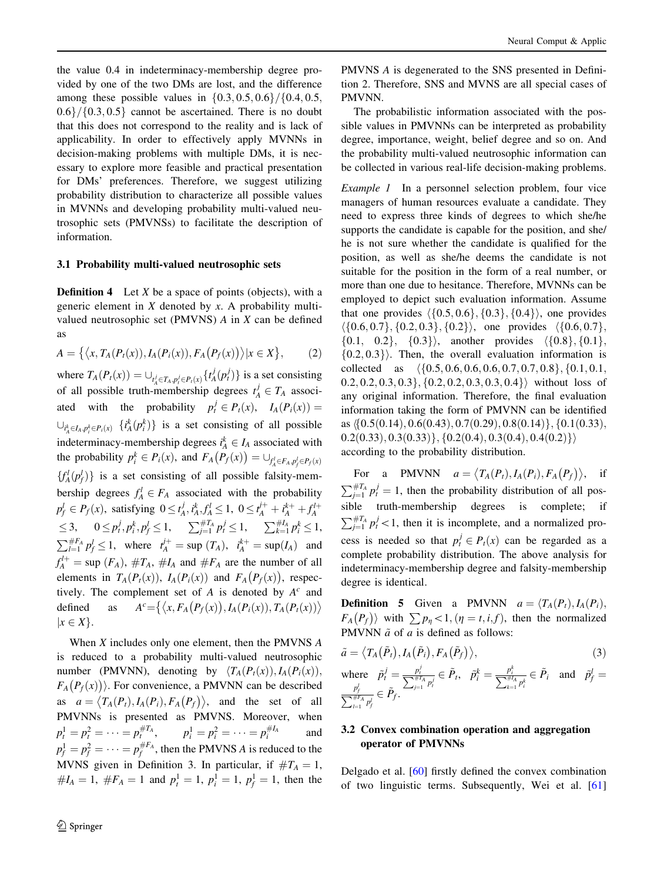the value 0.4 in indeterminacy-membership degree provided by one of the two DMs are lost, and the difference among these possible values in $\{0.3, 0.5, 0.6\}/\{0.4, 0.5, 0.6\}/\{0.3, 0.5\}$ cannot be ascertained. There is no doubt that this does not correspond to the reality and is lack of applicability. In order to effectively apply MVNNs in decision-making problems with multiple DMs, it is necessary to explore more feasible and practical presentation for DMs' preferences. Therefore, we suggest utilizing probability distribution to characterize all possible values in MVNNs and developing probability multi-valued neutrosophic sets (PMVNSs) to facilitate the description of information.

### 3.1 Probability multi-valued neutrosophic sets

**Definition 4** Let $X$ be a space of points (objects), with a generic element in $X$ denoted by $x$. A probability multi-valued neutrosophic set (PMVNS) $A$ in $X$ can be defined as

$$A = \left\{ \left\langle x, T_A(P_t(x)), I_A(P_i(x)), F_A\left(P_f(x)\right) \right\rangle | x \in X \right\}, \tag{2}$$

where $T_A(P_t(x)) = \cup_{t_A^j \in T_A, p_t^j \in P_t(x)} \{t_A^j(p_t^j)\}$ is a set consisting of all possible truth-membership degrees $t_A^j \in T_A$ associated with the probability $p_t^j \in P_t(x)$, $I_A(P_i(x)) = \cup_{i_A^k \in I_A, p_i^k \in P_i(x)} \{i_A^k(p_i^k)\}$ is a set consisting of all possible indeterminacy-membership degrees $i_A^k \in I_A$ associated with the probability $p_i^k \in P_i(x)$, and $F_A\left(P_f(x)\right) = \cup_{f_A^l \in F_A, p_f^l \in P_f(x)} \{f_A^l(p_f^l)\}$ is a set consisting of all possible falsity-membership degrees $f_A^l \in F_A$ associated with the probability $p_f^l \in P_f(x)$, satisfying $0 \le t_A^j, i_A^k, f_A^l \le 1$, $0 \le t_A^{j+} + i_A^{k+} + f_A^{l+} \le 3$, $0 \le p_t^j, p_i^k, p_f^l \le 1$, $\sum_{j=1}^{\#T_A} p_t^j \le 1$, $\sum_{k=1}^{\#I_A} p_i^k \le 1$, $\sum_{l=1}^{\#F_A} p_f^l \le 1$, where $t_A^{j+} = \sup(T_A)$, $i_A^{k+} = \sup(I_A)$ and $f_A^{l+} = \sup(F_A)$, $\#T_A$, $\#I_A$ and $\#F_A$ are the number of all elements in $T_A(P_t(x))$, $I_A(P_i(x))$ and $F_A\left(P_f(x)\right)$, respectively. The complement set of $A$ is denoted by $A^c$ and defined as $A^c = \left\{ \left\langle x, F_A\left(P_f(x)\right), I_A(P_i(x)), T_A(P_t(x)) \right\rangle | x \in X \right\}$.

When $X$ includes only one element, then the PMVNS $A$ is reduced to a probability multi-valued neutrosophic number (PMVNN), denoting by $\langle T_A(P_t(x)), I_A(P_i(x)), F_A\left(P_f(x)\right) \rangle$. For convenience, a PMVNN can be described as $a = \langle T_A(P_t), I_A(P_i), F_A\left(P_f\right) \rangle$, and the set of all PMVNNs is presented as PMVNS. Moreover, when $p_t^1 = p_t^2 = \cdots = p_t^{\#T_A}$, $p_i^1 = p_i^2 = \cdots = p_i^{\#I_A}$ and $p_f^1 = p_f^2 = \cdots = p_f^{\#F_A}$, then the PMVNS $A$ is reduced to the MVNS given in Definition 3. In particular, if $\#T_A = 1$, $\#I_A = 1$, $\#F_A = 1$ and $p_t^1 = 1$, $p_i^1 = 1$, $p_f^1 = 1$, then the PMVNS $A$ is degenerated to the SNS presented in Definition 2. Therefore, SNS and MVNS are all special cases of PMVNN.

The probabilistic information associated with the possible values in PMVNNs can be interpreted as probability degree, importance, weight, belief degree and so on. And the probability multi-valued neutrosophic information can be collected in various real-life decision-making problems.

*Example 1* In a personnel selection problem, four vice managers of human resources evaluate a candidate. They need to express three kinds of degrees to which she/he supports the candidate is capable for the position, and she/he is not sure whether the candidate is qualified for the position, as well as she/he deems the candidate is not suitable for the position in the form of a real number, or more than one due to hesitance. Therefore, MVNNs can be employed to depict such evaluation information. Assume that one provides $\langle\{0.5, 0.6\}, \{0.3\}, \{0.4\}\rangle$, one provides $\langle\{0.6, 0.7\}, \{0.2, 0.3\}, \{0.2\}\rangle$, one provides $\langle\{0.6, 0.7\}, \{0.1, 0.2\}, \{0.3\}\rangle$, another provides $\langle\{0.8\}, \{0.1\}, \{0.2, 0.3\}\rangle$. Then, the overall evaluation information is collected as $\langle\{0.5, 0.6, 0.6, 0.6, 0.7, 0.7, 0.8\}, \{0.1, 0.1, 0.2, 0.2, 0.3, 0.3\}, \{0.2, 0.2, 0.3, 0.3, 0.4\}\rangle$ without loss of any original information. Therefore, the final evaluation information taking the form of PMVNN can be identified as $\langle\{0.5(0.14), 0.6(0.43), 0.7(0.29), 0.8(0.14)\}, \{0.1(0.33), 0.2(0.33), 0.3(0.33)\}, \{0.2(0.4), 0.3(0.4), 0.4(0.2)\}\rangle$ according to the probability distribution.

For a PMVNN $a = \langle T_A(P_t), I_A(P_i), F_A\left(P_f\right) \rangle$, if $\sum_{j=1}^{\#T_A} p_t^j = 1$, then the probability distribution of all possible truth-membership degrees is complete; if $\sum_{j=1}^{\#T_A} p_t^j < 1$, then it is incomplete, and a normalized process is needed so that $p_t^j \in P_t(x)$ can be regarded as a complete probability distribution. The above analysis for indeterminacy-membership degree and falsity-membership degree is identical.

**Definition 5** Given a PMVNN $a = \langle T_A(P_t), I_A(P_i), F_A\left(P_f\right) \rangle$ with $\sum p_\eta < 1, (\eta = t, i, f)$, then the normalized PMVNN $\tilde{a}$ of $a$ is defined as follows:

$$\tilde{a} = \left\langle T_A\left(\tilde{P}_t\right), I_A\left(\tilde{P}_i\right), F_A\left(\tilde{P}_f\right) \right\rangle, \tag{3}$$

where $\tilde{p}_t^j = \frac{p_t^j}{\sum_{j=1}^{\#T_A} p_t^j} \in \tilde{P}_t$, $\tilde{p}_i^k = \frac{p_i^k}{\sum_{k=1}^{\#I_A} p_i^k} \in \tilde{P}_i$ and $\tilde{p}_f^l = \frac{p_f^l}{\sum_{l=1}^{\#F_A} p_f^l} \in \tilde{P}_f$.

### 3.2 Convex combination operation and aggregation operator of PMVNNs

Delgado et al. [60] firstly defined the convex combination of two linguistic terms. Subsequently, Wei et al. [61]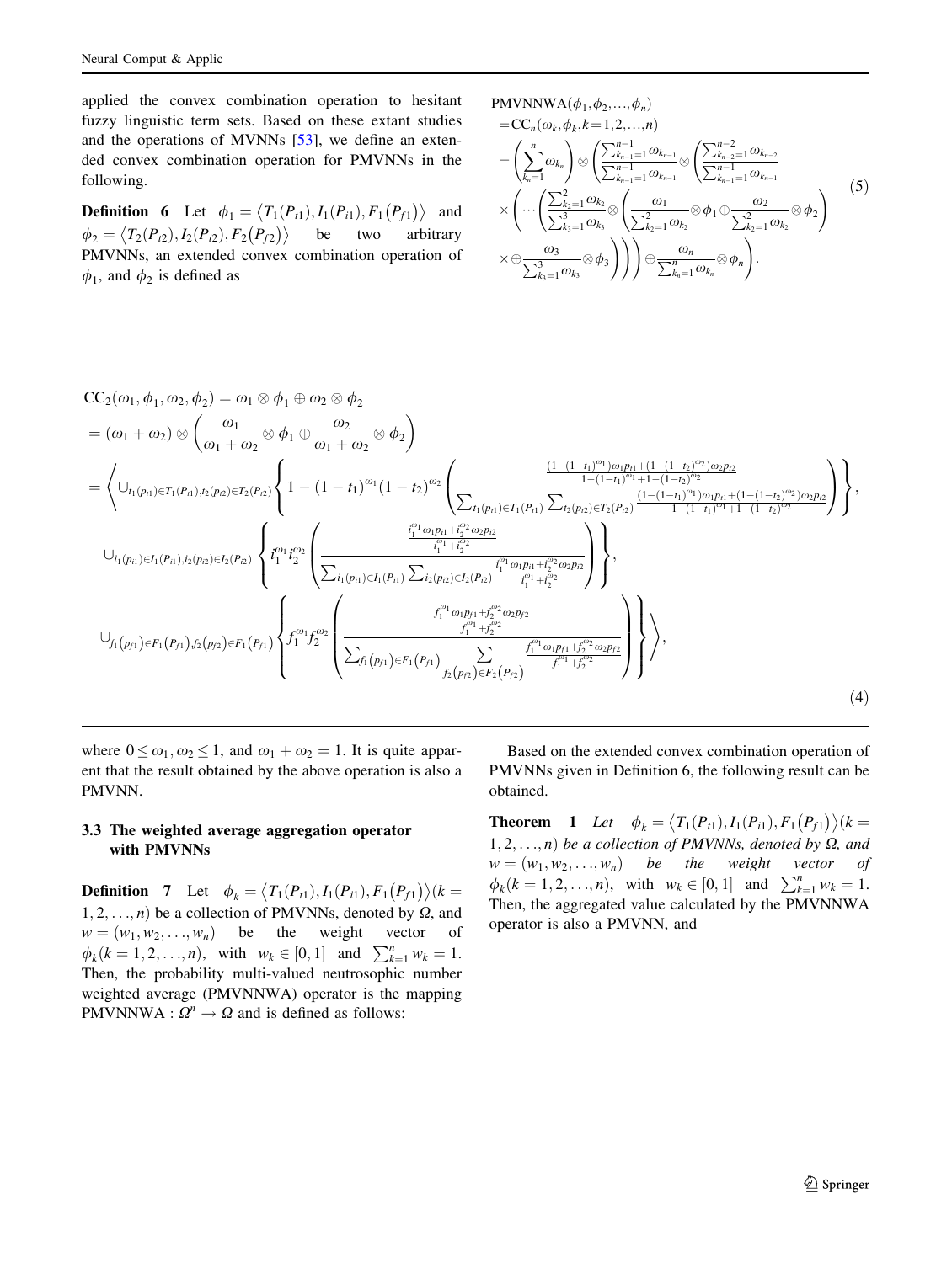applied the convex combination operation to hesitant fuzzy linguistic term sets. Based on these extant studies and the operations of MVNNs [53], we define an extended convex combination operation for PMVNNs in the following.

**Definition 6** Let $\phi_1 = \langle T_1(P_{t1}), I_1(P_{i1}), F_1(P_{f1}) \rangle$ and $\phi_2 = \langle T_2(P_{t2}), I_2(P_{i2}), F_2(P_{f2}) \rangle$ be two arbitrary PMVNNs, an extended convex combination operation of $\phi_1$, and $\phi_2$ is defined as

$$
\begin{aligned}
&\mathrm{CC}_2(\omega_1, \phi_1, \omega_2, \phi_2) = \omega_1 \otimes \phi_1 \oplus \omega_2 \otimes \phi_2 \\
&= (\omega_1 + \omega_2) \otimes \left( \frac{\omega_1}{\omega_1 + \omega_2} \otimes \phi_1 \oplus \frac{\omega_2}{\omega_1 + \omega_2} \otimes \phi_2 \right) \\
&= \Bigg\langle \cup_{t_1(p_{t1}) \in T_1(P_{t1}), t_2(p_{t2}) \in T_2(P_{t2})} \left\{ 1 - (1 - t_1)^{\omega_1} (1 - t_2)^{\omega_2} \left( \frac{\frac{(1-(1-t_1)^{\omega_1})\omega_1 p_{t1} + (1-(1-t_2)^{\omega_2})\omega_2 p_{t2}}{1-(1-t_1)^{\omega_1} + 1 - (1-t_2)^{\omega_2}}}{\sum_{t_1(p_{t1}) \in T_1(P_{t1})} \sum_{t_2(p_{t2}) \in T_2(P_{t2})} \frac{(1-(1-t_1)^{\omega_1})\omega_1 p_{t1} + (1-(1-t_2)^{\omega_2})\omega_2 p_{t2}}{1-(1-t_1)^{\omega_1} + 1 - (1-t_2)^{\omega_2}}} \right) \right\}, \\
&\quad \cup_{i_1(p_{i1}) \in I_1(P_{i1}), i_2(p_{i2}) \in I_2(P_{i2})} \left\{ i_1^{\omega_1} i_2^{\omega_2} \left( \frac{\frac{i_1^{\omega_1} \omega_1 p_{i1} + i_2^{\omega_2} \omega_2 p_{i2}}{i_1^{\omega_1} + i_2^{\omega_2}}}{\sum_{i_1(p_{i1}) \in I_1(P_{i1})} \sum_{i_2(p_{i2}) \in I_2(P_{i2})} \frac{i_1^{\omega_1} \omega_1 p_{i1} + i_2^{\omega_2} \omega_2 p_{i2}}{i_1^{\omega_1} + i_2^{\omega_2}}} \right) \right\}, \\
&\quad \cup_{f_1(p_{f1}) \in F_1(P_{f1}), f_2(p_{f2}) \in F_1(P_{f1})} \left\{ f_1^{\omega_1} f_2^{\omega_2} \left( \frac{\frac{f_1^{\omega_1} \omega_1 p_{f1} + f_2^{\omega_2} \omega_2 p_{f2}}{f_1^{\omega_1} + f_2^{\omega_2}}}{\sum_{f_1(p_{f1}) \in F_1(P_{f1})} \sum_{f_2(p_{f2}) \in F_2(P_{f2})} \frac{f_1^{\omega_1} \omega_1 p_{f1} + f_2^{\omega_2} \omega_2 p_{f2}}{f_1^{\omega_1} + f_2^{\omega_2}}} \right) \right\} \Bigg\rangle,
\end{aligned} \tag{4}
$$

where $0 \leq \omega_1, \omega_2 \leq 1$, and $\omega_1 + \omega_2 = 1$. It is quite apparent that the result obtained by the above operation is also a PMVNN.

### 3.3 The weighted average aggregation operator with PMVNNs

**Definition 7** Let $\phi_k = \langle T_1(P_{t1}), I_1(P_{i1}), F_1(P_{f1}) \rangle (k = 1, 2, \ldots, n)$ be a collection of PMVNNs, denoted by $\Omega$, and $w = (w_1, w_2, \ldots, w_n)$ be the weight vector of $\phi_k (k = 1, 2, \ldots, n)$, with $w_k \in [0, 1]$ and $\sum_{k=1}^{n} w_k = 1$. Then, the probability multi-valued neutrosophic number weighted average (PMVNNWA) operator is the mapping $\mathrm{PMVNNWA} : \Omega^n \to \Omega$ and is defined as follows:

$$
\begin{aligned}
&\mathrm{PMVNNWA}(\phi_1, \phi_2, \ldots, \phi_n) \\
&= \mathrm{CC}_n(\omega_k, \phi_k, k = 1, 2, \ldots, n) \\
&= \left( \sum_{k_n=1}^{n} \omega_{k_n} \right) \otimes \left( \frac{\sum_{k_{n-1}=1}^{n-1} \omega_{k_{n-1}}}{\sum_{k_{n-1}=1}^{n-1} \omega_{k_{n-1}}} \otimes \left( \frac{\sum_{k_{n-2}=1}^{n-2} \omega_{k_{n-2}}}{\sum_{k_{n-1}=1}^{n-1} \omega_{k_{n-1}}} \right.\right. \\
&\times \left( \cdots \left( \frac{\sum_{k_2=1}^{2} \omega_{k_2}}{\sum_{k_3=1}^{3} \omega_{k_3}} \otimes \left( \frac{\omega_1}{\sum_{k_2=1}^{2} \omega_{k_2}} \otimes \phi_1 \oplus \frac{\omega_2}{\sum_{k_2=1}^{2} \omega_{k_2}} \otimes \phi_2 \right) \right.\right. \\
&\left.\left.\left.\left. \times \oplus \frac{\omega_3}{\sum_{k_3=1}^{3} \omega_{k_3}} \otimes \phi_3 \right) \right) \right) \oplus \frac{\omega_n}{\sum_{k_n=1}^{n} \omega_{k_n}} \otimes \phi_n \right).
\end{aligned} \tag{5}
$$

Based on the extended convex combination operation of PMVNNs given in Definition 6, the following result can be obtained.

**Theorem 1** *Let* $\phi_k = \langle T_1(P_{t1}), I_1(P_{i1}), F_1(P_{f1}) \rangle (k = 1, 2, \ldots, n)$ *be a collection of PMVNNs, denoted by* $\Omega$, *and* $w = (w_1, w_2, \ldots, w_n)$ *be the weight vector of* $\phi_k (k = 1, 2, \ldots, n)$, *with* $w_k \in [0, 1]$ *and* $\sum_{k=1}^{n} w_k = 1$. *Then, the aggregated value calculated by the PMVNNWA operator is also a PMVNN, and*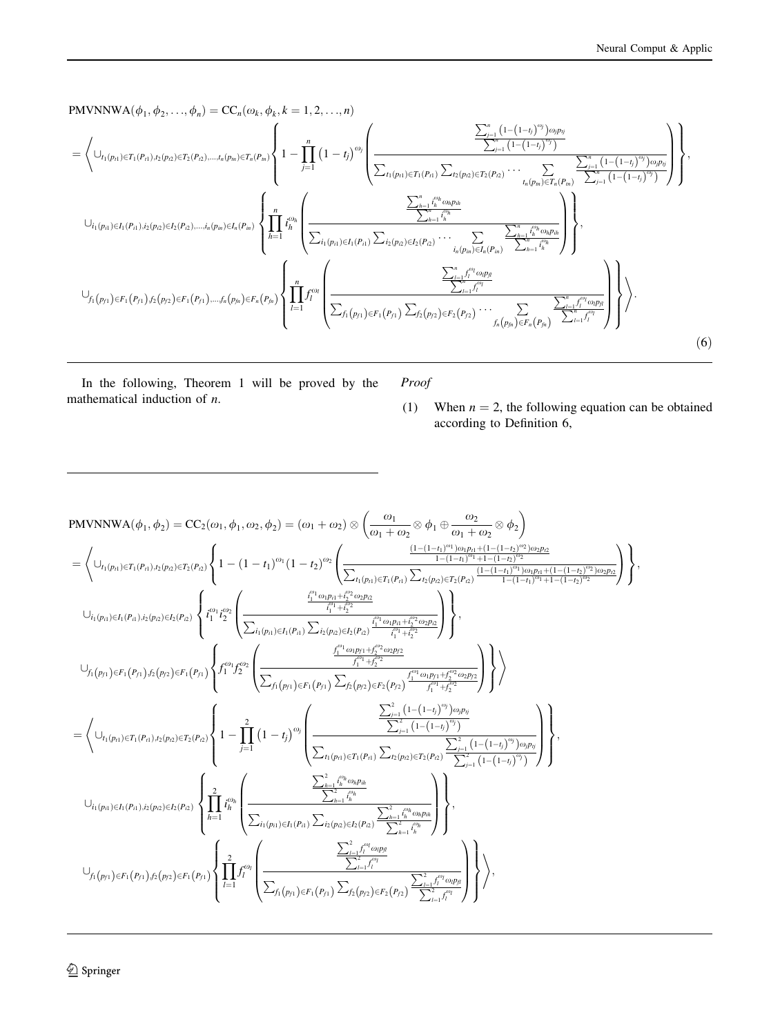$$
\begin{aligned}
&\text{PMVNNWA}(\phi_1,\phi_2,\ldots,\phi_n)=\text{CC}_n(\omega_k,\phi_k,k=1,2,\ldots,n)\\
&=\left\langle \cup_{t_1(p_{t1})\in T_1(P_{t1}),t_2(p_{t2})\in T_2(P_{t2}),\ldots,t_n(p_{tn})\in T_n(P_{tn})}\left\{1-\prod_{j=1}^{n}\left(1-t_j\right)^{\omega_j}\left(\frac{\frac{\sum_{j=1}^{n}\left(1-\left(1-t_j\right)^{\omega_j}\right)\omega_j p_{tj}}{\sum_{j=1}^{n}\left(1-\left(1-t_j\right)^{\omega_j}\right)}}{\sum_{t_1(p_{t1})\in T_1(P_{t1})}\sum_{t_2(p_{t2})\in T_2(P_{t2})}\cdots\sum_{t_n(p_{tn})\in T_n(P_{tn})}\frac{\sum_{j=1}^{n}\left(1-\left(1-t_j\right)^{\omega_j}\right)\omega_j p_{tj}}{\sum_{j=1}^{n}\left(1-\left(1-t_j\right)^{\omega_j}\right)}}\right)\right\},\right.\\
&\cup_{i_1(p_{i1})\in I_1(P_{i1}),i_2(p_{i2})\in I_2(P_{i2}),\ldots,i_n(p_{in})\in I_n(P_{in})}\left\{\prod_{h=1}^{n}i_h^{\omega_h}\left(\frac{\frac{\sum_{h=1}^{n}i_h^{\omega_h}\omega_h p_{ih}}{\sum_{h=1}^{n}i_h^{\omega_h}}}{\sum_{i_1(p_{i1})\in I_1(P_{i1})}\sum_{i_2(p_{i2})\in I_2(P_{i2})}\cdots\sum_{i_n(p_{in})\in I_n(P_{in})}\frac{\sum_{h=1}^{n}i_h^{\omega_h}\omega_h p_{ih}}{\sum_{h=1}^{n}i_h^{\omega_h}}}\right)\right\},\\
&\left.\cup_{f_1(p_{f1})\in F_1(P_{f1}),f_2(p_{f2})\in F_1(P_{f1}),\ldots,f_n(p_{fn})\in F_n(P_{fn})}\left\{\prod_{l=1}^{n}f_l^{\omega_l}\left(\frac{\frac{\sum_{l=1}^{n}f_l^{\omega_l}\omega_l p_{fl}}{\sum_{l=1}^{n}f_l^{\omega_l}}}{\sum_{f_1(p_{f1})\in F_1(P_{f1})}\sum_{f_2(p_{f2})\in F_2(P_{f2})}\cdots\sum_{f_n(p_{fn})\in F_n(P_{fn})}\frac{\sum_{l=1}^{n}f_l^{\omega_l}\omega_l p_{fl}}{\sum_{l=1}^{n}f_l^{\omega_l}}}\right)\right\}\right\rangle.
\end{aligned}
\tag{6}
$$

In the following, Theorem 1 will be proved by the mathematical induction of $n$.

*Proof*

(1) When $n = 2$, the following equation can be obtained according to Definition 6,

$$
\begin{aligned}
&\text{PMVNNWA}(\phi_1,\phi_2)=\text{CC}_2(\omega_1,\phi_1,\omega_2,\phi_2)=(\omega_1+\omega_2)\otimes\left(\frac{\omega_1}{\omega_1+\omega_2}\otimes\phi_1\oplus\frac{\omega_2}{\omega_1+\omega_2}\otimes\phi_2\right)\\
&=\left\langle \cup_{t_1(p_{t1})\in T_1(P_{t1}),t_2(p_{t2})\in T_2(P_{t2})}\left\{1-(1-t_1)^{\omega_1}(1-t_2)^{\omega_2}\left(\frac{\frac{(1-(1-t_1)^{\omega_1})\omega_1 p_{t1}+(1-(1-t_2)^{\omega_2})\omega_2 p_{t2}}{1-(1-t_1)^{\omega_1}+1-(1-t_2)^{\omega_2}}}{\sum_{t_1(p_{t1})\in T_1(P_{t1})}\sum_{t_2(p_{t2})\in T_2(P_{t2})}\frac{(1-(1-t_1)^{\omega_1})\omega_1 p_{t1}+(1-(1-t_2)^{\omega_2})\omega_2 p_{t2}}{1-(1-t_1)^{\omega_1}+1-(1-t_2)^{\omega_2}}}\right)\right\},\right.\\
&\cup_{i_1(p_{i1})\in I_1(P_{i1}),i_2(p_{i2})\in I_2(P_{i2})}\left\{i_1^{\omega_1}i_2^{\omega_2}\left(\frac{\frac{i_1^{\omega_1}\omega_1 p_{i1}+i_2^{\omega_2}\omega_2 p_{i2}}{i_1^{\omega_1}+i_2^{\omega_2}}}{\sum_{i_1(p_{i1})\in I_1(P_{i1})}\sum_{i_2(p_{i2})\in I_2(P_{i2})}\frac{i_1^{\omega_1}\omega_1 p_{i1}+i_2^{\omega_2}\omega_2 p_{i2}}{i_1^{\omega_1}+i_2^{\omega_2}}}\right)\right\},\\
&\left.\cup_{f_1(p_{f1})\in F_1(P_{f1}),f_2(p_{f2})\in F_1(P_{f1})}\left\{f_1^{\omega_1}f_2^{\omega_2}\left(\frac{\frac{f_1^{\omega_1}\omega_1 p_{f1}+f_2^{\omega_2}\omega_2 p_{f2}}{f_1^{\omega_1}+f_2^{\omega_2}}}{\sum_{f_1(p_{f1})\in F_1(P_{f1})}\sum_{f_2(p_{f2})\in F_2(P_{f2})}\frac{f_1^{\omega_1}\omega_1 p_{f1}+f_2^{\omega_2}\omega_2 p_{f2}}{f_1^{\omega_1}+f_2^{\omega_2}}}\right)\right\}\right\rangle\\
&=\left\langle \cup_{t_1(p_{t1})\in T_1(P_{t1}),t_2(p_{t2})\in T_2(P_{t2})}\left\{1-\prod_{j=1}^{2}\left(1-t_j\right)^{\omega_j}\left(\frac{\frac{\sum_{j=1}^{2}\left(1-\left(1-t_j\right)^{\omega_j}\right)\omega_j p_{tj}}{\sum_{j=1}^{2}\left(1-\left(1-t_j\right)^{\omega_j}\right)}}{\sum_{t_1(p_{t1})\in T_1(P_{t1})}\sum_{t_2(p_{t2})\in T_2(P_{t2})}\frac{\sum_{j=1}^{2}\left(1-\left(1-t_j\right)^{\omega_j}\right)\omega_j p_{tj}}{\sum_{j=1}^{2}\left(1-\left(1-t_j\right)^{\omega_j}\right)}}\right)\right\},\right.\\
&\cup_{i_1(p_{i1})\in I_1(P_{i1}),i_2(p_{i2})\in I_2(P_{i2})}\left\{\prod_{h=1}^{2}i_h^{\omega_h}\left(\frac{\frac{\sum_{h=1}^{2}i_h^{\omega_h}\omega_h p_{ih}}{\sum_{h=1}^{2}i_h^{\omega_h}}}{\sum_{i_1(p_{i1})\in I_1(P_{i1})}\sum_{i_2(p_{i2})\in I_2(P_{i2})}\frac{\sum_{h=1}^{2}i_h^{\omega_h}\omega_h p_{ih}}{\sum_{h=1}^{2}i_h^{\omega_h}}}\right)\right\},\\
&\left.\cup_{f_1(p_{f1})\in F_1(P_{f1}),f_2(p_{f2})\in F_1(P_{f1})}\left\{\prod_{l=1}^{2}f_l^{\omega_l}\left(\frac{\frac{\sum_{l=1}^{2}f_l^{\omega_l}\omega_l p_{fl}}{\sum_{l=1}^{2}f_l^{\omega_l}}}{\sum_{f_1(p_{f1})\in F_1(P_{f1})}\sum_{f_2(p_{f2})\in F_2(P_{f2})}\frac{\sum_{l=1}^{2}f_l^{\omega_l}\omega_l p_{fl}}{\sum_{l=1}^{2}f_l^{\omega_l}}}\right)\right\}\right\rangle,
\end{aligned}
$$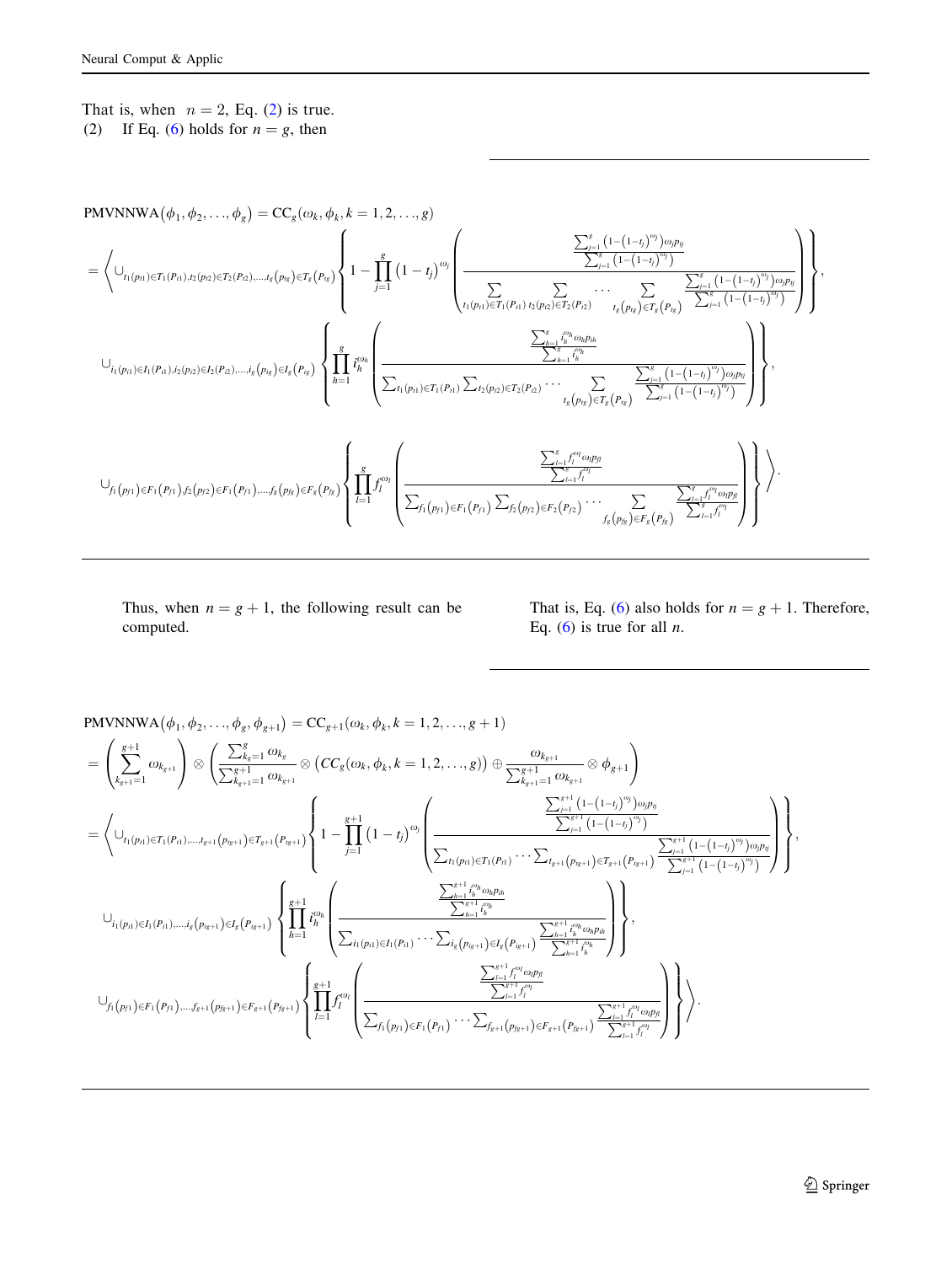That is, when $n = 2$, Eq. (2) is true.

(2) If Eq. (6) holds for $n = g$, then

$$
\begin{aligned}
&\text{PMVNNWA}(\phi_1, \phi_2, \ldots, \phi_g) = \text{CC}_g(\omega_k, \phi_k, k = 1, 2, \ldots, g) \\
&= \left\langle \cup_{t_1(p_{t1}) \in T_1(P_{t1}), t_2(p_{t2}) \in T_2(P_{t2}), \ldots, t_g(p_{tg}) \in T_g(P_{tg})} \left\{ 1 - \prod_{j=1}^{g} (1 - t_j)^{\omega_j} \left( \frac{\frac{\sum_{j=1}^{g} \left(1 - (1 - t_j)^{\omega_j}\right) \omega_j p_{tj}}{\sum_{j=1}^{g} \left(1 - (1 - t_j)^{\omega_j}\right)}}{\sum_{t_1(p_{t1}) \in T_1(P_{t1})} \sum_{t_2(p_{t2}) \in T_2(P_{t2})} \cdots \sum_{t_g(p_{tg}) \in T_g(P_{tg})} \frac{\sum_{j=1}^{g} \left(1 - (1 - t_j)^{\omega_j}\right) \omega_j p_{tj}}{\sum_{j=1}^{g} \left(1 - (1 - t_j)^{\omega_j}\right)}} \right) \right\}, \right. \\
&\quad \cup_{i_1(p_{i1}) \in I_1(P_{i1}), i_2(p_{i2}) \in I_2(P_{i2}), \ldots, i_g(p_{ig}) \in I_g(P_{ig})} \left\{ \prod_{h=1}^{g} i_h^{\omega_h} \left( \frac{\frac{\sum_{h=1}^{g} i_h^{\omega_h} \omega_h p_{ih}}{\sum_{h=1}^{g} i_h^{\omega_h}}}{\sum_{t_1(p_{t1}) \in T_1(P_{t1})} \sum_{t_2(p_{t2}) \in T_2(P_{t2})} \cdots \sum_{t_g(p_{tg}) \in T_g(P_{tg})} \frac{\sum_{j=1}^{g} \left(1 - (1 - t_j)^{\omega_j}\right) \omega_j p_{tj}}{\sum_{j=1}^{g} \left(1 - (1 - t_j)^{\omega_j}\right)}} \right) \right\}, \\
&\quad \left. \cup_{f_1(p_{f1}) \in F_1(P_{f1}), f_2(p_{f2}) \in F_1(P_{f1}), \ldots, f_g(p_{fg}) \in F_g(P_{fg})} \left\{ \prod_{l=1}^{g} f_l^{\omega_l} \left( \frac{\frac{\sum_{l=1}^{g} f_l^{\omega_l} \omega_l p_{fl}}{\sum_{l=1}^{g} f_l^{\omega_l}}}{\sum_{f_1(p_{f1}) \in F_1(P_{f1})} \sum_{f_2(p_{f2}) \in F_2(P_{f2})} \cdots \sum_{f_g(p_{fg}) \in F_g(P_{fg})} \frac{\sum_{l=1}^{g} f_l^{\omega_l} \omega_l p_{fl}}{\sum_{l=1}^{g} f_l^{\omega_l}}} \right) \right\} \right\rangle.
\end{aligned}
$$

Thus, when $n = g + 1$, the following result can be computed.

That is, Eq. (6) also holds for $n = g + 1$. Therefore, Eq. (6) is true for all $n$.

$$
\begin{aligned}
&\text{PMVNNWA}(\phi_1, \phi_2, \ldots, \phi_g, \phi_{g+1}) = \text{CC}_{g+1}(\omega_k, \phi_k, k = 1, 2, \ldots, g + 1) \\
&= \left( \sum_{k_{g+1}=1}^{g+1} \omega_{k_{g+1}} \right) \otimes \left( \frac{\sum_{k_g=1}^{g} \omega_{k_g}}{\sum_{k_{g+1}=1}^{g+1} \omega_{k_{g+1}}} \otimes \left( CC_g(\omega_k, \phi_k, k = 1, 2, \ldots, g) \right) \oplus \frac{\omega_{k_{g+1}}}{\sum_{k_{g+1}=1}^{g+1} \omega_{k_{g+1}}} \otimes \phi_{g+1} \right) \\
&= \left\langle \cup_{t_1(p_{t1}) \in T_1(P_{t1}), \ldots, t_{g+1}(p_{tg+1}) \in T_{g+1}(P_{tg+1})} \left\{ 1 - \prod_{j=1}^{g+1} (1 - t_j)^{\omega_j} \left( \frac{\frac{\sum_{j=1}^{g+1} \left(1 - (1 - t_j)^{\omega_j}\right) \omega_j p_{tj}}{\sum_{j=1}^{g+1} \left(1 - (1 - t_j)^{\omega_j}\right)}}{\sum_{t_1(p_{t1}) \in T_1(P_{t1})} \cdots \sum_{t_{g+1}(p_{tg+1}) \in T_{g+1}(P_{tg+1})} \frac{\sum_{j=1}^{g+1} \left(1 - (1 - t_j)^{\omega_j}\right) \omega_j p_{tj}}{\sum_{j=1}^{g+1} \left(1 - (1 - t_j)^{\omega_j}\right)}} \right) \right\}, \right. \\
&\quad \cup_{i_1(p_{i1}) \in I_1(P_{i1}), \ldots, i_g(p_{ig+1}) \in I_g(P_{ig+1})} \left\{ \prod_{h=1}^{g+1} i_h^{\omega_h} \left( \frac{\frac{\sum_{h=1}^{g+1} i_h^{\omega_h} \omega_h p_{ih}}{\sum_{h=1}^{g+1} i_h^{\omega_h}}}{\sum_{i_1(p_{i1}) \in I_1(P_{i1})} \cdots \sum_{i_g(p_{ig+1}) \in I_g(P_{ig+1})} \frac{\sum_{h=1}^{g+1} i_h^{\omega_h} \omega_h p_{ih}}{\sum_{h=1}^{g+1} i_h^{\omega_h}}} \right) \right\}, \\
&\quad \left. \cup_{f_1(p_{f1}) \in F_1(P_{f1}), \ldots, f_{g+1}(p_{fg+1}) \in F_{g+1}(P_{fg+1})} \left\{ \prod_{l=1}^{g+1} f_l^{\omega_l} \left( \frac{\frac{\sum_{l=1}^{g+1} f_l^{\omega_l} \omega_l p_{fl}}{\sum_{l=1}^{g+1} f_l^{\omega_l}}}{\sum_{f_1(p_{f1}) \in F_1(P_{f1})} \cdots \sum_{f_{g+1}(p_{fg+1}) \in F_{g+1}(P_{fg+1})} \frac{\sum_{l=1}^{g+1} f_l^{\omega_l} \omega_l p_{fl}}{\sum_{l=1}^{g+1} f_l^{\omega_l}}} \right) \right\} \right\rangle.
\end{aligned}
$$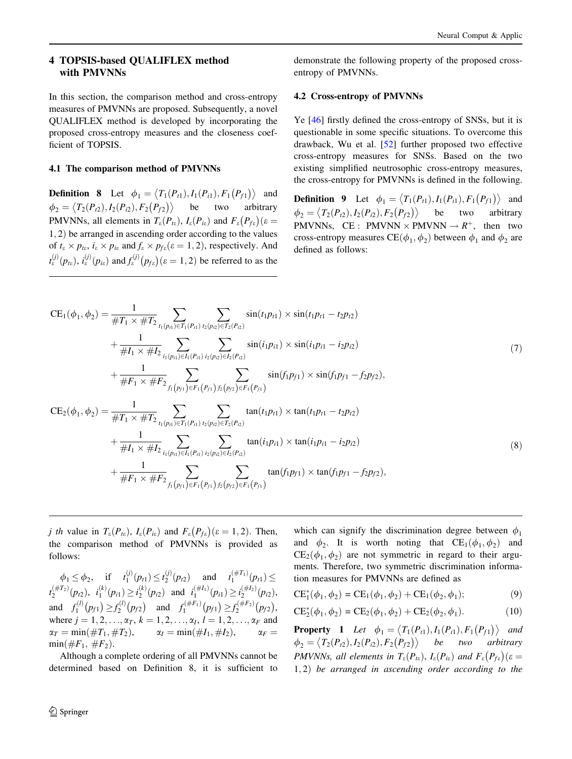## 4 TOPSIS-based QUALIFLEX method with PMVNNs

In this section, the comparison method and cross-entropy measures of PMVNNs are proposed. Subsequently, a novel QUALIFLEX method is developed by incorporating the proposed cross-entropy measures and the closeness coefficient of TOPSIS.

### 4.1 The comparison method of PMVNNs

**Definition 8** Let $\phi_1 = \langle T_1(P_{t1}), I_1(P_{i1}), F_1(P_{f1})\rangle$ and $\phi_2 = \langle T_2(P_{t2}), I_2(P_{i2}), F_2(P_{f2})\rangle$ be two arbitrary PMVNNs, all elements in $T_\varepsilon(P_{t\varepsilon})$, $I_\varepsilon(P_{i\varepsilon})$ and $F_\varepsilon(P_{f\varepsilon})(\varepsilon = 1, 2)$ be arranged in ascending order according to the values of $t_\varepsilon \times p_{t\varepsilon}$, $i_\varepsilon \times p_{i\varepsilon}$ and $f_\varepsilon \times p_{f\varepsilon}(\varepsilon = 1, 2)$, respectively. And $t_\varepsilon^{(j)}(p_{t\varepsilon})$, $i_\varepsilon^{(j)}(p_{i\varepsilon})$ and $f_\varepsilon^{(j)}(p_{f\varepsilon})(\varepsilon = 1, 2)$ be referred to as the $j$ th value in $T_\varepsilon(P_{t\varepsilon})$, $I_\varepsilon(P_{i\varepsilon})$ and $F_\varepsilon(P_{f\varepsilon})(\varepsilon = 1, 2)$. Then, the comparison method of PMVNNs is provided as follows:

$\phi_1 \le \phi_2$, if $t_1^{(j)}(p_{t1}) \le t_2^{(j)}(p_{t2})$ and $t_1^{(\#T_1)}(p_{t1}) \le t_2^{(\#T_2)}(p_{t2})$, $i_1^{(k)}(p_{i1}) \ge i_2^{(k)}(p_{i2})$ and $i_1^{(\#I_1)}(p_{i1}) \ge i_2^{(\#I_2)}(p_{i2})$, and $f_1^{(l)}(p_{f1}) \ge f_2^{(l)}(p_{f2})$ and $f_1^{(\#F_1)}(p_{f1}) \ge f_2^{(\#F_2)}(p_{f2})$, where $j = 1, 2, \ldots, \alpha_T$, $k = 1, 2, \ldots, \alpha_I$, $l = 1, 2, \ldots, \alpha_F$ and $\alpha_T = \min(\#T_1, \#T_2)$, $\alpha_I = \min(\#I_1, \#I_2)$, $\alpha_F = \min(\#F_1, \#F_2)$.

Although a complete ordering of all PMVNNs cannot be determined based on Definition 8, it is sufficient to demonstrate the following property of the proposed cross-entropy of PMVNNs.

### 4.2 Cross-entropy of PMVNNs

Ye [46] firstly defined the cross-entropy of SNSs, but it is questionable in some specific situations. To overcome this drawback, Wu et al. [52] further proposed two effective cross-entropy measures for SNSs. Based on the two existing simplified neutrosophic cross-entropy measures, the cross-entropy for PMVNNs is defined in the following.

**Definition 9** Let $\phi_1 = \langle T_1(P_{t1}), I_1(P_{i1}), F_1(P_{f1})\rangle$ and $\phi_2 = \langle T_2(P_{t2}), I_2(P_{i2}), F_2(P_{f2})\rangle$ be two arbitrary PMVNNs, $\mathrm{CE}: \mathrm{PMVNN} \times \mathrm{PMVNN} \to R^+$, then two cross-entropy measures $\mathrm{CE}(\phi_1, \phi_2)$ between $\phi_1$ and $\phi_2$ are defined as follows:

$$
\begin{aligned}
\mathrm{CE}_1(\phi_1, \phi_2) = {} & \frac{1}{\#T_1 \times \#T_2} \sum_{t_1(p_{t1}) \in T_1(P_{t1})} \sum_{t_2(p_{t2}) \in T_2(P_{t2})} \sin(t_1 p_{t1}) \times \sin(t_1 p_{t1} - t_2 p_{t2}) \\
& + \frac{1}{\#I_1 \times \#I_2} \sum_{i_1(p_{i1}) \in I_1(P_{i1})} \sum_{i_2(p_{i2}) \in I_2(P_{i2})} \sin(i_1 p_{i1}) \times \sin(i_1 p_{i1} - i_2 p_{i2}) \\
& + \frac{1}{\#F_1 \times \#F_2} \sum_{f_1(p_{f1}) \in F_1(P_{f1})} \sum_{f_2(p_{f2}) \in F_1(P_{f1})} \sin(f_1 p_{f1}) \times \sin(f_1 p_{f1} - f_2 p_{f2}),
\end{aligned} \tag{7}
$$

$$
\begin{aligned}
\mathrm{CE}_2(\phi_1, \phi_2) = {} & \frac{1}{\#T_1 \times \#T_2} \sum_{t_1(p_{t1}) \in T_1(P_{t1})} \sum_{t_2(p_{t2}) \in T_2(P_{t2})} \tan(t_1 p_{t1}) \times \tan(t_1 p_{t1} - t_2 p_{t2}) \\
& + \frac{1}{\#I_1 \times \#I_2} \sum_{i_1(p_{i1}) \in I_1(P_{i1})} \sum_{i_2(p_{i2}) \in I_2(P_{i2})} \tan(i_1 p_{i1}) \times \tan(i_1 p_{i1} - i_2 p_{i2}) \\
& + \frac{1}{\#F_1 \times \#F_2} \sum_{f_1(p_{f1}) \in F_1(P_{f1})} \sum_{f_2(p_{f2}) \in F_1(P_{f1})} \tan(f_1 p_{f1}) \times \tan(f_1 p_{f1} - f_2 p_{f2}),
\end{aligned} \tag{8}
$$

which can signify the discrimination degree between $\phi_1$ and $\phi_2$. It is worth noting that $\mathrm{CE}_1(\phi_1, \phi_2)$ and $\mathrm{CE}_2(\phi_1, \phi_2)$ are not symmetric in regard to their arguments. Therefore, two symmetric discrimination information measures for PMVNNs are defined as

$$\mathrm{CE}_1^*(\phi_1, \phi_2) = \mathrm{CE}_1(\phi_1, \phi_2) + \mathrm{CE}_1(\phi_2, \phi_1); \tag{9}$$

$$\mathrm{CE}_2^*(\phi_1, \phi_2) = \mathrm{CE}_2(\phi_1, \phi_2) + \mathrm{CE}_2(\phi_2, \phi_1). \tag{10}$$

**Property 1** *Let $\phi_1 = \langle T_1(P_{t1}), I_1(P_{i1}), F_1(P_{f1})\rangle$ and $\phi_2 = \langle T_2(P_{t2}), I_2(P_{i2}), F_2(P_{f2})\rangle$ be two arbitrary PMVNNs, all elements in $T_\varepsilon(P_{t\varepsilon})$, $I_\varepsilon(P_{i\varepsilon})$ and $F_\varepsilon(P_{f\varepsilon})(\varepsilon = 1, 2)$ be arranged in ascending order according to the*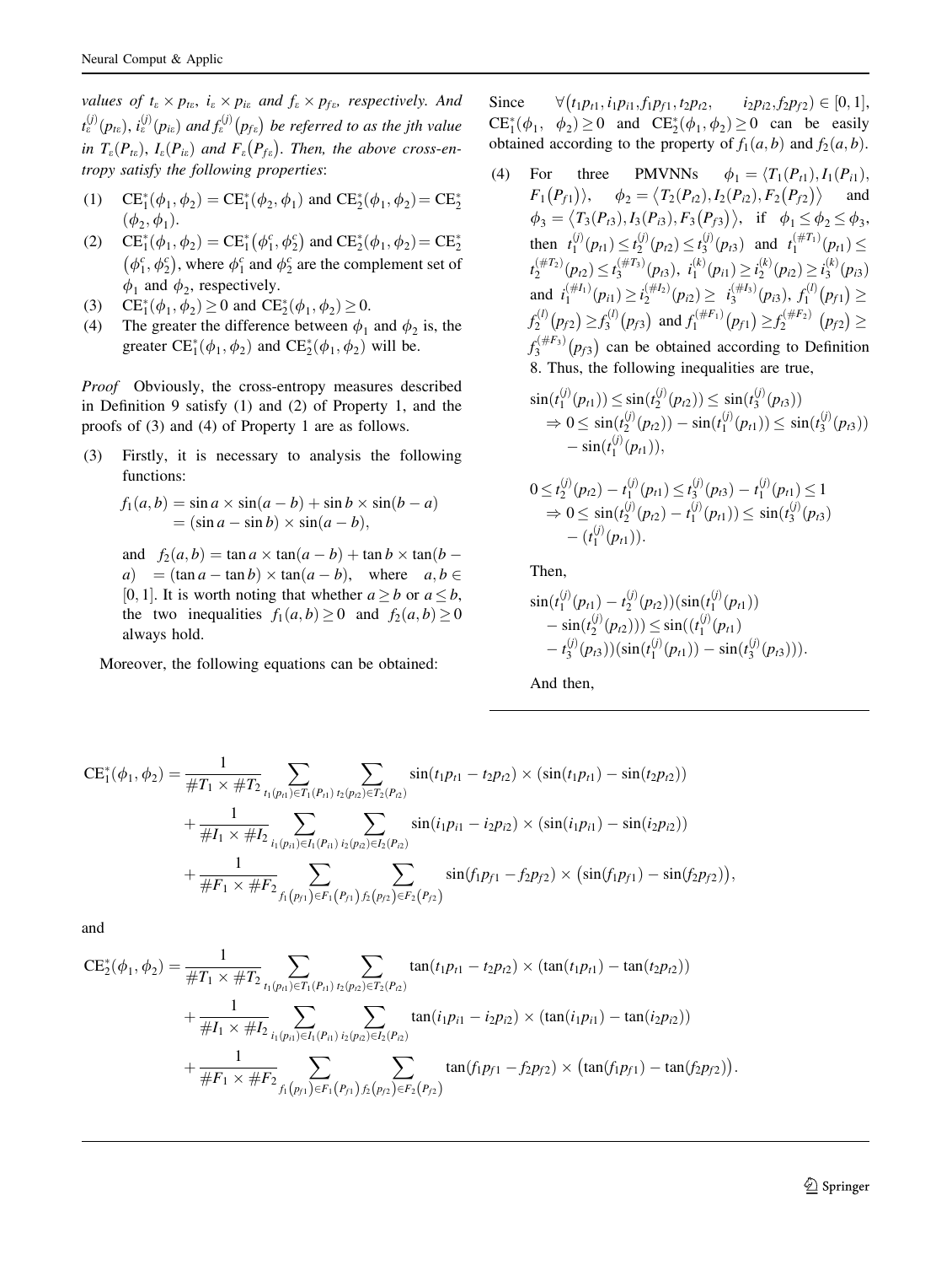*values of $t_\varepsilon \times p_{t\varepsilon}$, $i_\varepsilon \times p_{i\varepsilon}$ and $f_\varepsilon \times p_{f\varepsilon}$, respectively. And $t_\varepsilon^{(j)}(p_{t\varepsilon})$, $i_\varepsilon^{(j)}(p_{i\varepsilon})$ and $f_\varepsilon^{(j)}(p_{f\varepsilon})$ be referred to as the jth value in $T_\varepsilon(P_{t\varepsilon})$, $I_\varepsilon(P_{i\varepsilon})$ and $F_\varepsilon(P_{f\varepsilon})$. Then, the above cross-entropy satisfy the following properties*:

(1) $\mathrm{CE}_1^*(\phi_1,\phi_2) = \mathrm{CE}_1^*(\phi_2,\phi_1)$ and $\mathrm{CE}_2^*(\phi_1,\phi_2) = \mathrm{CE}_2^*(\phi_2,\phi_1)$.

(2) $\mathrm{CE}_1^*(\phi_1,\phi_2) = \mathrm{CE}_1^*(\phi_1^c,\phi_2^c)$ and $\mathrm{CE}_2^*(\phi_1,\phi_2) = \mathrm{CE}_2^*(\phi_1^c,\phi_2^c)$, where $\phi_1^c$ and $\phi_2^c$ are the complement set of $\phi_1$ and $\phi_2$, respectively.

(3) $\mathrm{CE}_1^*(\phi_1,\phi_2) \geq 0$ and $\mathrm{CE}_2^*(\phi_1,\phi_2) \geq 0$.

(4) The greater the difference between $\phi_1$ and $\phi_2$ is, the greater $\mathrm{CE}_1^*(\phi_1,\phi_2)$ and $\mathrm{CE}_2^*(\phi_1,\phi_2)$ will be.

*Proof* Obviously, the cross-entropy measures described in Definition 9 satisfy (1) and (2) of Property 1, and the proofs of (3) and (4) of Property 1 are as follows.

(3) Firstly, it is necessary to analysis the following functions:

$$f_1(a,b) = \sin a \times \sin(a-b) + \sin b \times \sin(b-a) = (\sin a - \sin b) \times \sin(a-b),$$

and $f_2(a,b) = \tan a \times \tan(a-b) + \tan b \times \tan(b-a) = (\tan a - \tan b) \times \tan(a-b)$, where $a,b \in [0,1]$. It is worth noting that whether $a \geq b$ or $a \leq b$, the two inequalities $f_1(a,b) \geq 0$ and $f_2(a,b) \geq 0$ always hold.

Moreover, the following equations can be obtained:

$$\begin{aligned}
\mathrm{CE}_1^*(\phi_1,\phi_2) = {} & \frac{1}{\#T_1 \times \#T_2} \sum_{t_1(p_{t1}) \in T_1(P_{t1})} \sum_{t_2(p_{t2}) \in T_2(P_{t2})} \sin(t_1p_{t1} - t_2p_{t2}) \times (\sin(t_1p_{t1}) - \sin(t_2p_{t2})) \\
& + \frac{1}{\#I_1 \times \#I_2} \sum_{i_1(p_{i1}) \in I_1(P_{i1})} \sum_{i_2(p_{i2}) \in I_2(P_{i2})} \sin(i_1p_{i1} - i_2p_{i2}) \times (\sin(i_1p_{i1}) - \sin(i_2p_{i2})) \\
& + \frac{1}{\#F_1 \times \#F_2} \sum_{f_1(p_{f1}) \in F_1(P_{f1})} \sum_{f_2(p_{f2}) \in F_2(P_{f2})} \sin(f_1p_{f1} - f_2p_{f2}) \times (\sin(f_1p_{f1}) - \sin(f_2p_{f2})),
\end{aligned}$$

and

$$\begin{aligned}
\mathrm{CE}_2^*(\phi_1,\phi_2) = {} & \frac{1}{\#T_1 \times \#T_2} \sum_{t_1(p_{t1}) \in T_1(P_{t1})} \sum_{t_2(p_{t2}) \in T_2(P_{t2})} \tan(t_1p_{t1} - t_2p_{t2}) \times (\tan(t_1p_{t1}) - \tan(t_2p_{t2})) \\
& + \frac{1}{\#I_1 \times \#I_2} \sum_{i_1(p_{i1}) \in I_1(P_{i1})} \sum_{i_2(p_{i2}) \in I_2(P_{i2})} \tan(i_1p_{i1} - i_2p_{i2}) \times (\tan(i_1p_{i1}) - \tan(i_2p_{i2})) \\
& + \frac{1}{\#F_1 \times \#F_2} \sum_{f_1(p_{f1}) \in F_1(P_{f1})} \sum_{f_2(p_{f2}) \in F_2(P_{f2})} \tan(f_1p_{f1} - f_2p_{f2}) \times (\tan(f_1p_{f1}) - \tan(f_2p_{f2})).
\end{aligned}$$

Since $\forall(t_1p_{t1}, i_1p_{i1}, f_1p_{f1}, t_2p_{t2}, i_2p_{i2}, f_2p_{f2}) \in [0,1]$, $\mathrm{CE}_1^*(\phi_1,\phi_2) \geq 0$ and $\mathrm{CE}_2^*(\phi_1,\phi_2) \geq 0$ can be easily obtained according to the property of $f_1(a,b)$ and $f_2(a,b)$.

(4) For three PMVNNs $\phi_1 = \langle T_1(P_{t1}), I_1(P_{i1}), F_1(P_{f1}) \rangle$, $\phi_2 = \langle T_2(P_{t2}), I_2(P_{i2}), F_2(P_{f2}) \rangle$ and $\phi_3 = \langle T_3(P_{t3}), I_3(P_{i3}), F_3(P_{f3}) \rangle$, if $\phi_1 \leq \phi_2 \leq \phi_3$, then $t_1^{(j)}(p_{t1}) \leq t_2^{(j)}(p_{t2}) \leq t_3^{(j)}(p_{t3})$ and $t_1^{(\#T_1)}(p_{t1}) \leq t_2^{(\#T_2)}(p_{t2}) \leq t_3^{(\#T_3)}(p_{t3})$, $i_1^{(k)}(p_{i1}) \geq i_2^{(k)}(p_{i2}) \geq i_3^{(k)}(p_{i3})$ and $i_1^{(\#I_1)}(p_{i1}) \geq i_2^{(\#I_2)}(p_{i2}) \geq i_3^{(\#I_3)}(p_{i3})$, $f_1^{(l)}(p_{f1}) \geq f_2^{(l)}(p_{f2}) \geq f_3^{(l)}(p_{f3})$ and $f_1^{(\#F_1)}(p_{f1}) \geq f_2^{(\#F_2)}(p_{f2}) \geq f_3^{(\#F_3)}(p_{f3})$ can be obtained according to Definition 8. Thus, the following inequalities are true,

$$\begin{aligned}
& \sin(t_1^{(j)}(p_{t1})) \leq \sin(t_2^{(j)}(p_{t2})) \leq \sin(t_3^{(j)}(p_{t3})) \\
& \Rightarrow 0 \leq \sin(t_2^{(j)}(p_{t2})) - \sin(t_1^{(j)}(p_{t1})) \leq \sin(t_3^{(j)}(p_{t3})) - \sin(t_1^{(j)}(p_{t1})),
\end{aligned}$$

$$\begin{aligned}
& 0 \leq t_2^{(j)}(p_{t2}) - t_1^{(j)}(p_{t1}) \leq t_3^{(j)}(p_{t3}) - t_1^{(j)}(p_{t1}) \leq 1 \\
& \Rightarrow 0 \leq \sin(t_2^{(j)}(p_{t2}) - t_1^{(j)}(p_{t1})) \leq \sin(t_3^{(j)}(p_{t3}) - (t_1^{(j)}(p_{t1})).
\end{aligned}$$

Then,

$$\begin{aligned}
& \sin(t_1^{(j)}(p_{t1}) - t_2^{(j)}(p_{t2}))(\sin(t_1^{(j)}(p_{t1})) - \sin(t_2^{(j)}(p_{t2}))) \leq \sin((t_1^{(j)}(p_{t1}) \\
& - t_3^{(j)}(p_{t3}))(\sin(t_1^{(j)}(p_{t1})) - \sin(t_3^{(j)}(p_{t3}))).
\end{aligned}$$

And then,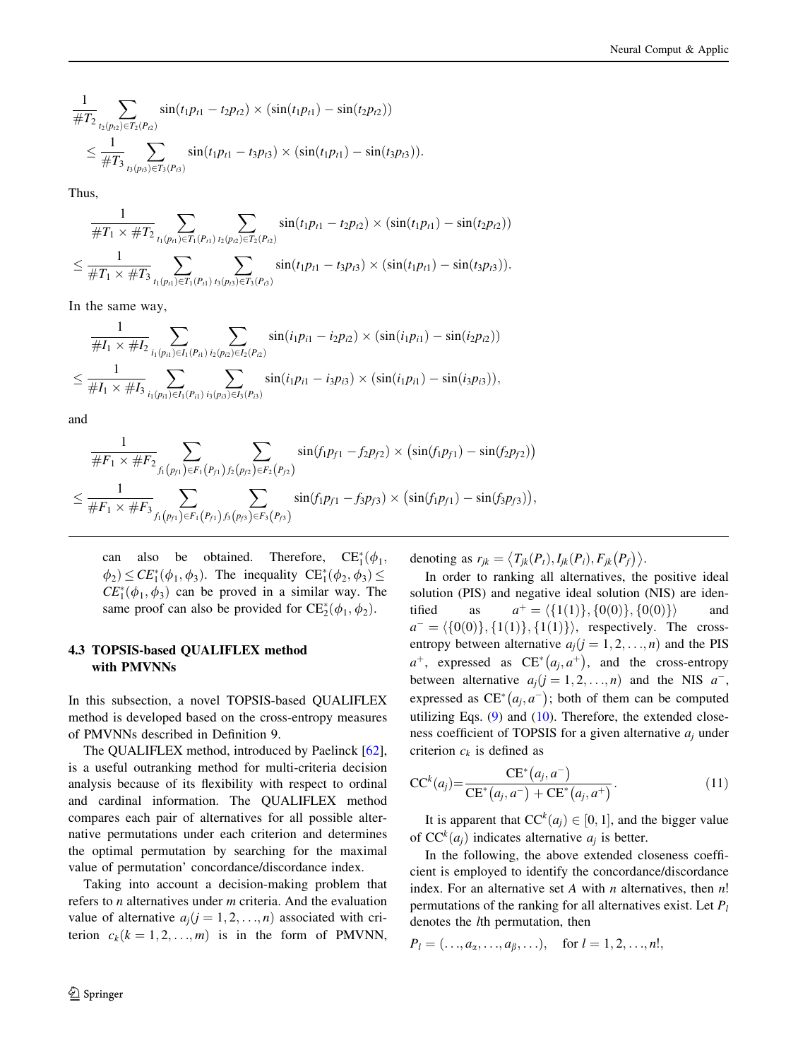$$\frac{1}{\#T_2}\sum_{t_2(p_{t2})\in T_2(P_{t2})}\sin(t_1p_{t1}-t_2p_{t2})\times(\sin(t_1p_{t1})-\sin(t_2p_{t2}))$$
$$\leq\frac{1}{\#T_3}\sum_{t_3(p_{t3})\in T_3(P_{t3})}\sin(t_1p_{t1}-t_3p_{t3})\times(\sin(t_1p_{t1})-\sin(t_3p_{t3})).$$

Thus,

$$\frac{1}{\#T_1\times\#T_2}\sum_{t_1(p_{t1})\in T_1(P_{t1})}\sum_{t_2(p_{t2})\in T_2(P_{t2})}\sin(t_1p_{t1}-t_2p_{t2})\times(\sin(t_1p_{t1})-\sin(t_2p_{t2}))$$
$$\leq\frac{1}{\#T_1\times\#T_3}\sum_{t_1(p_{t1})\in T_1(P_{t1})}\sum_{t_3(p_{t3})\in T_3(P_{t3})}\sin(t_1p_{t1}-t_3p_{t3})\times(\sin(t_1p_{t1})-\sin(t_3p_{t3})).$$

In the same way,

$$\frac{1}{\#I_1\times\#I_2}\sum_{i_1(p_{i1})\in I_1(P_{i1})}\sum_{i_2(p_{i2})\in I_2(P_{i2})}\sin(i_1p_{i1}-i_2p_{i2})\times(\sin(i_1p_{i1})-\sin(i_2p_{i2}))$$
$$\leq\frac{1}{\#I_1\times\#I_3}\sum_{i_1(p_{i1})\in I_1(P_{i1})}\sum_{i_3(p_{i3})\in I_3(P_{i3})}\sin(i_1p_{i1}-i_3p_{i3})\times(\sin(i_1p_{i1})-\sin(i_3p_{i3})),$$

and

$$\frac{1}{\#F_1\times\#F_2}\sum_{f_1(p_{f1})\in F_1(P_{f1})}\sum_{f_2(p_{f2})\in F_2(P_{f2})}\sin(f_1p_{f1}-f_2p_{f2})\times\left(\sin(f_1p_{f1})-\sin(f_2p_{f2})\right)$$
$$\leq\frac{1}{\#F_1\times\#F_3}\sum_{f_1(p_{f1})\in F_1(P_{f1})}\sum_{f_3(p_{f3})\in F_3(P_{f3})}\sin(f_1p_{f1}-f_3p_{f3})\times\left(\sin(f_1p_{f1})-\sin(f_3p_{f3})\right),$$

can also be obtained. Therefore, $\mathrm{CE}_1^*(\phi_1,\phi_2)\leq CE_1^*(\phi_1,\phi_3)$. The inequality $\mathrm{CE}_1^*(\phi_2,\phi_3)\leq CE_1^*(\phi_1,\phi_3)$ can be proved in a similar way. The same proof can also be provided for $\mathrm{CE}_2^*(\phi_1,\phi_2)$.

### 4.3 TOPSIS-based QUALIFLEX method with PMVNNs

In this subsection, a novel TOPSIS-based QUALIFLEX method is developed based on the cross-entropy measures of PMVNNs described in Definition 9.

The QUALIFLEX method, introduced by Paelinck [62], is a useful outranking method for multi-criteria decision analysis because of its flexibility with respect to ordinal and cardinal information. The QUALIFLEX method compares each pair of alternatives for all possible alternative permutations under each criterion and determines the optimal permutation by searching for the maximal value of permutation' concordance/discordance index.

Taking into account a decision-making problem that refers to $n$ alternatives under $m$ criteria. And the evaluation value of alternative $a_j(j=1,2,\ldots,n)$ associated with criterion $c_k(k=1,2,\ldots,m)$ is in the form of PMVNN, denoting as $r_{jk}=\left\langle T_{jk}(P_t),I_{jk}(P_i),F_{jk}(P_f)\right\rangle$.

In order to ranking all alternatives, the positive ideal solution (PIS) and negative ideal solution (NIS) are identified as $a^+=\langle\{1(1)\},\{0(0)\},\{0(0)\}\rangle$ and $a^-=\langle\{0(0)\},\{1(1)\},\{1(1)\}\rangle$, respectively. The cross-entropy between alternative $a_j(j=1,2,\ldots,n)$ and the PIS $a^+$, expressed as $\mathrm{CE}^*(a_j,a^+)$, and the cross-entropy between alternative $a_j(j=1,2,\ldots,n)$ and the NIS $a^-$, expressed as $\mathrm{CE}^*(a_j,a^-)$; both of them can be computed utilizing Eqs. (9) and (10). Therefore, the extended closeness coefficient of TOPSIS for a given alternative $a_j$ under criterion $c_k$ is defined as

$$\mathrm{CC}^k(a_j)=\frac{\mathrm{CE}^*(a_j,a^-)}{\mathrm{CE}^*(a_j,a^-)+\mathrm{CE}^*(a_j,a^+)}.\tag{11}$$

It is apparent that $\mathrm{CC}^k(a_j)\in[0,1]$, and the bigger value of $\mathrm{CC}^k(a_j)$ indicates alternative $a_j$ is better.

In the following, the above extended closeness coefficient is employed to identify the concordance/discordance index. For an alternative set $A$ with $n$ alternatives, then $n!$ permutations of the ranking for all alternatives exist. Let $P_l$ denotes the $l$th permutation, then

$$P_l=(\ldots,a_\alpha,\ldots,a_\beta,\ldots),\quad\text{for } l=1,2,\ldots,n!,$$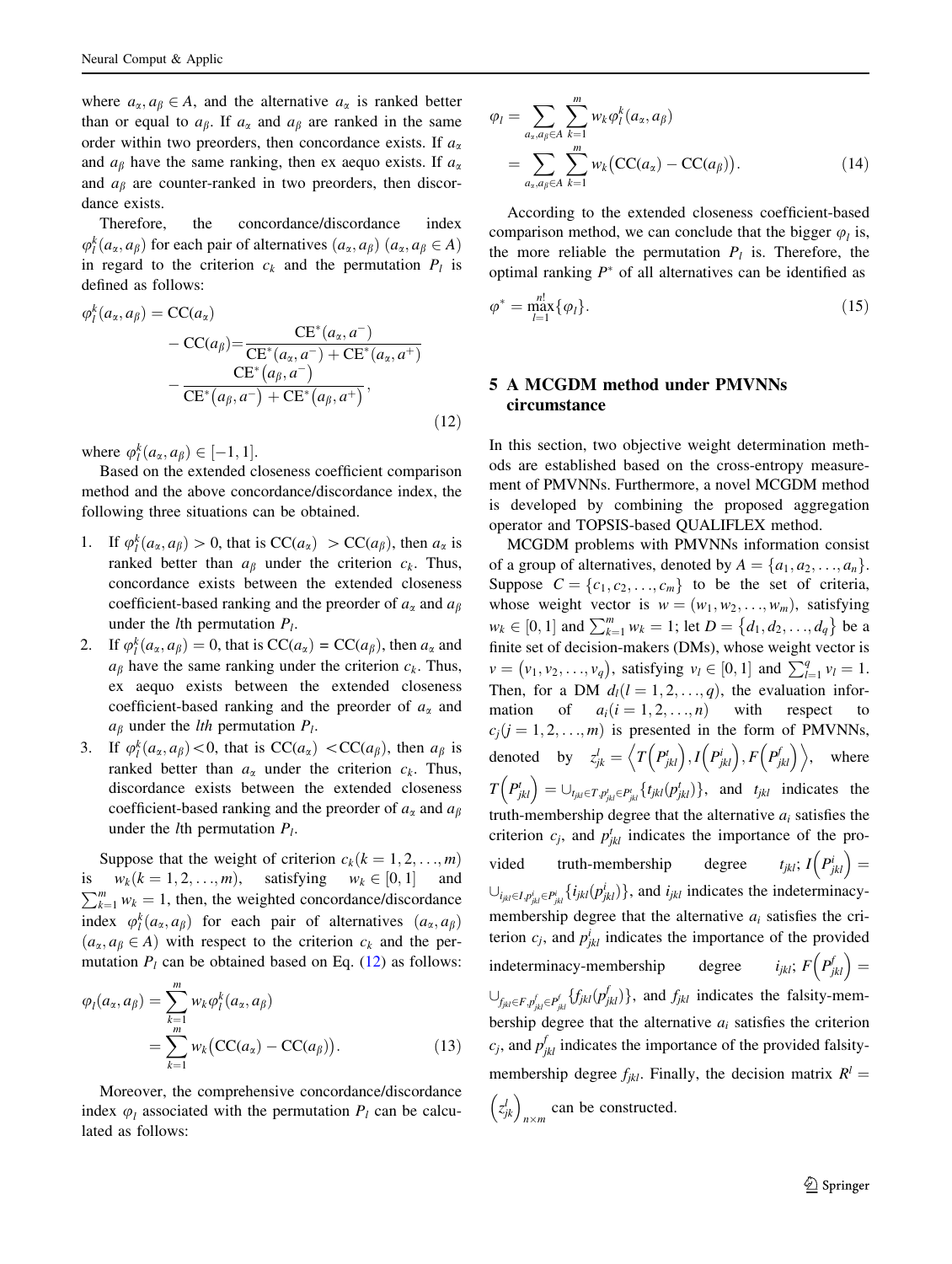where $a_\alpha, a_\beta \in A$, and the alternative $a_\alpha$ is ranked better than or equal to $a_\beta$. If $a_\alpha$ and $a_\beta$ are ranked in the same order within two preorders, then concordance exists. If $a_\alpha$ and $a_\beta$ have the same ranking, then ex aequo exists. If $a_\alpha$ and $a_\beta$ are counter-ranked in two preorders, then discordance exists.

Therefore, the concordance/discordance index $\varphi_l^k(a_\alpha, a_\beta)$ for each pair of alternatives $(a_\alpha, a_\beta)$ $(a_\alpha, a_\beta \in A)$ in regard to the criterion $c_k$ and the permutation $P_l$ is defined as follows:

$$
\begin{aligned}
\varphi_l^k(a_\alpha, a_\beta) = \mathrm{CC}(a_\alpha) \\
- \mathrm{CC}(a_\beta) = \frac{\mathrm{CE}^*(a_\alpha, a^-)}{\mathrm{CE}^*(a_\alpha, a^-) + \mathrm{CE}^*(a_\alpha, a^+)} \\
- \frac{\mathrm{CE}^*(a_\beta, a^-)}{\mathrm{CE}^*(a_\beta, a^-) + \mathrm{CE}^*(a_\beta, a^+)},
\end{aligned}
\tag{12}
$$

where $\varphi_l^k(a_\alpha, a_\beta) \in [-1, 1]$.

Based on the extended closeness coefficient comparison method and the above concordance/discordance index, the following three situations can be obtained.

1. If $\varphi_l^k(a_\alpha, a_\beta) > 0$, that is $\mathrm{CC}(a_\alpha) > \mathrm{CC}(a_\beta)$, then $a_\alpha$ is ranked better than $a_\beta$ under the criterion $c_k$. Thus, concordance exists between the extended closeness coefficient-based ranking and the preorder of $a_\alpha$ and $a_\beta$ under the $l$th permutation $P_l$.
2. If $\varphi_l^k(a_\alpha, a_\beta) = 0$, that is $\mathrm{CC}(a_\alpha) = \mathrm{CC}(a_\beta)$, then $a_\alpha$ and $a_\beta$ have the same ranking under the criterion $c_k$. Thus, ex aequo exists between the extended closeness coefficient-based ranking and the preorder of $a_\alpha$ and $a_\beta$ under the *lth* permutation $P_l$.
3. If $\varphi_l^k(a_\alpha, a_\beta) < 0$, that is $\mathrm{CC}(a_\alpha) < \mathrm{CC}(a_\beta)$, then $a_\beta$ is ranked better than $a_\alpha$ under the criterion $c_k$. Thus, discordance exists between the extended closeness coefficient-based ranking and the preorder of $a_\alpha$ and $a_\beta$ under the $l$th permutation $P_l$.

Suppose that the weight of criterion $c_k (k = 1, 2, \ldots, m)$ is $w_k (k = 1, 2, \ldots, m)$, satisfying $w_k \in [0, 1]$ and $\sum_{k=1}^m w_k = 1$, then, the weighted concordance/discordance index $\varphi_l^k(a_\alpha, a_\beta)$ for each pair of alternatives $(a_\alpha, a_\beta)$ $(a_\alpha, a_\beta \in A)$ with respect to the criterion $c_k$ and the permutation $P_l$ can be obtained based on Eq. (12) as follows:

$$
\begin{aligned}
\varphi_l(a_\alpha, a_\beta) &= \sum_{k=1}^m w_k \varphi_l^k(a_\alpha, a_\beta) \\
&= \sum_{k=1}^m w_k \big(\mathrm{CC}(a_\alpha) - \mathrm{CC}(a_\beta)\big).
\end{aligned}
\tag{13}
$$

Moreover, the comprehensive concordance/discordance index $\varphi_l$ associated with the permutation $P_l$ can be calculated as follows:

$$
\begin{aligned}
\varphi_l &= \sum_{a_\alpha, a_\beta \in A} \sum_{k=1}^m w_k \varphi_l^k(a_\alpha, a_\beta) \\
&= \sum_{a_\alpha, a_\beta \in A} \sum_{k=1}^m w_k \big(\mathrm{CC}(a_\alpha) - \mathrm{CC}(a_\beta)\big).
\end{aligned}
\tag{14}
$$

According to the extended closeness coefficient-based comparison method, we can conclude that the bigger $\varphi_l$ is, the more reliable the permutation $P_l$ is. Therefore, the optimal ranking $P^*$ of all alternatives can be identified as

$$
\varphi^* = \max_{l=1}^{n!} \{\varphi_l\}.
\tag{15}
$$

## 5 A MCGDM method under PMVNNs circumstance

In this section, two objective weight determination methods are established based on the cross-entropy measurement of PMVNNs. Furthermore, a novel MCGDM method is developed by combining the proposed aggregation operator and TOPSIS-based QUALIFLEX method.

MCGDM problems with PMVNNs information consist of a group of alternatives, denoted by $A = \{a_1, a_2, \ldots, a_n\}$. Suppose $C = \{c_1, c_2, \ldots, c_m\}$ to be the set of criteria, whose weight vector is $w = (w_1, w_2, \ldots, w_m)$, satisfying $w_k \in [0, 1]$ and $\sum_{k=1}^m w_k = 1$; let $D = \{d_1, d_2, \ldots, d_q\}$ be a finite set of decision-makers (DMs), whose weight vector is $v = (v_1, v_2, \ldots, v_q)$, satisfying $v_l \in [0, 1]$ and $\sum_{l=1}^q v_l = 1$. Then, for a DM $d_l (l = 1, 2, \ldots, q)$, the evaluation information of $a_i (i = 1, 2, \ldots, n)$ with respect to $c_j (j = 1, 2, \ldots, m)$ is presented in the form of PMVNNs, denoted by $z_{jk}^l = \left\langle T\left(P_{jkl}^t\right), I\left(P_{jkl}^i\right), F\left(P_{jkl}^f\right) \right\rangle$, where $T\left(P_{jkl}^t\right) = \cup_{t_{jkl} \in T, p_{jkl}^t \in P_{jkl}^t} \{t_{jkl}(p_{jkl}^t)\}$, and $t_{jkl}$ indicates the truth-membership degree that the alternative $a_i$ satisfies the criterion $c_j$, and $p_{jkl}^t$ indicates the importance of the provided truth-membership degree $t_{jkl}$; $I\left(P_{jkl}^i\right) = \cup_{i_{jkl} \in I, p_{jkl}^i \in P_{jkl}^i} \{i_{jkl}(p_{jkl}^i)\}$, and $i_{jkl}$ indicates the indeterminacy-membership degree that the alternative $a_i$ satisfies the criterion $c_j$, and $p_{jkl}^i$ indicates the importance of the provided indeterminacy-membership degree $i_{jkl}$; $F\left(P_{jkl}^f\right) = \cup_{f_{jkl} \in F, p_{jkl}^f \in P_{jkl}^f} \{f_{jkl}(p_{jkl}^f)\}$, and $f_{jkl}$ indicates the falsity-membership degree that the alternative $a_i$ satisfies the criterion $c_j$, and $p_{jkl}^f$ indicates the importance of the provided falsity-membership degree $f_{jkl}$. Finally, the decision matrix $R^l = \left(z_{jk}^l\right)_{n \times m}$ can be constructed.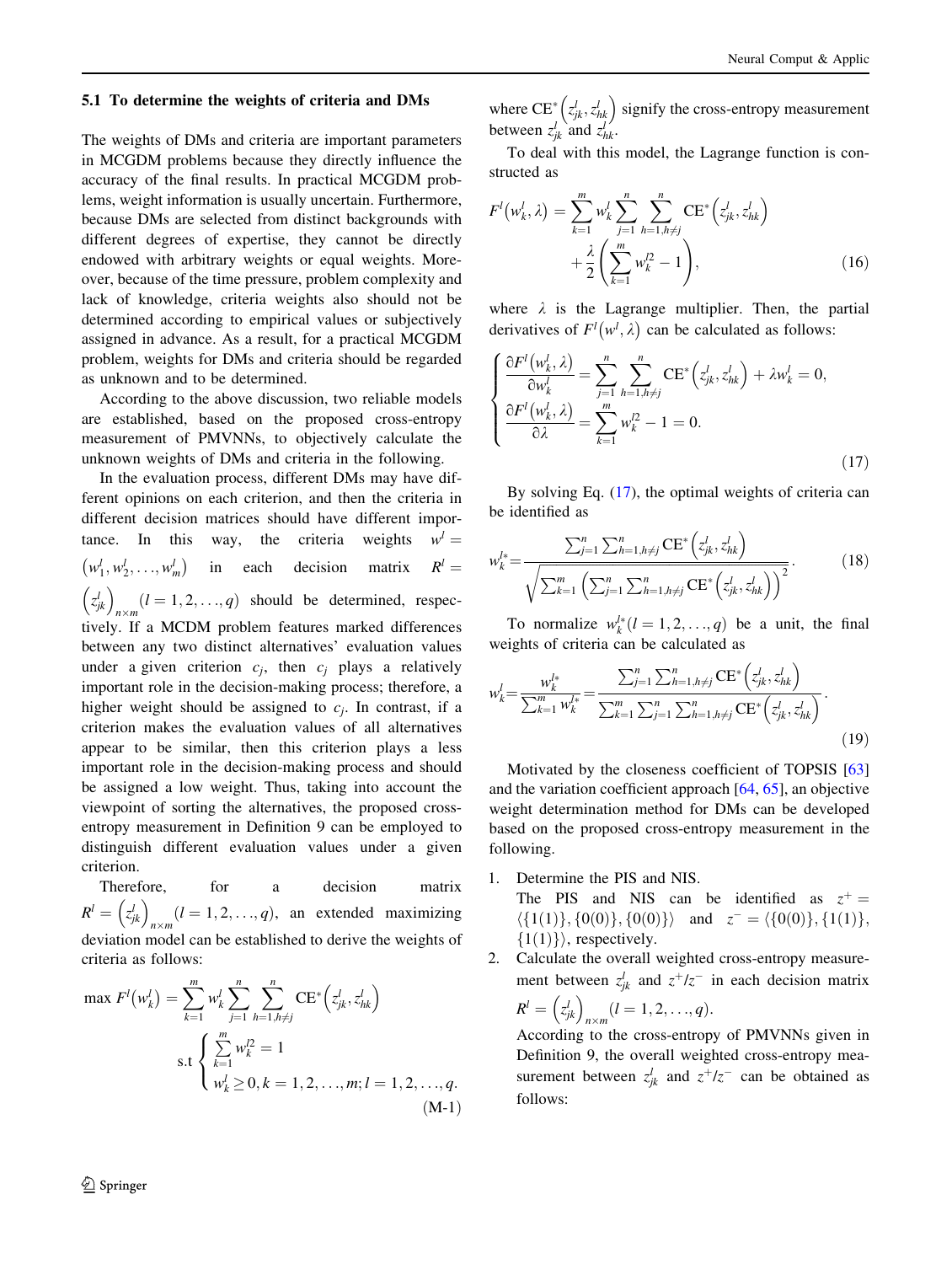### 5.1 To determine the weights of criteria and DMs

The weights of DMs and criteria are important parameters in MCGDM problems because they directly influence the accuracy of the final results. In practical MCGDM problems, weight information is usually uncertain. Furthermore, because DMs are selected from distinct backgrounds with different degrees of expertise, they cannot be directly endowed with arbitrary weights or equal weights. Moreover, because of the time pressure, problem complexity and lack of knowledge, criteria weights also should not be determined according to empirical values or subjectively assigned in advance. As a result, for a practical MCGDM problem, weights for DMs and criteria should be regarded as unknown and to be determined.

According to the above discussion, two reliable models are established, based on the proposed cross-entropy measurement of PMVNNs, to objectively calculate the unknown weights of DMs and criteria in the following.

In the evaluation process, different DMs may have different opinions on each criterion, and then the criteria in different decision matrices should have different importance. In this way, the criteria weights $w^l = (w_1^l, w_2^l, \ldots, w_m^l)$ in each decision matrix $R^l = \left(z_{jk}^l\right)_{n \times m} (l = 1, 2, \ldots, q)$ should be determined, respectively. If a MCDM problem features marked differences between any two distinct alternatives' evaluation values under a given criterion $c_j$, then $c_j$ plays a relatively important role in the decision-making process; therefore, a higher weight should be assigned to $c_j$. In contrast, if a criterion makes the evaluation values of all alternatives appear to be similar, then this criterion plays a less important role in the decision-making process and should be assigned a low weight. Thus, taking into account the viewpoint of sorting the alternatives, the proposed cross-entropy measurement in Definition 9 can be employed to distinguish different evaluation values under a given criterion.

Therefore, for a decision matrix $R^l = \left(z_{jk}^l\right)_{n \times m} (l = 1, 2, \ldots, q)$, an extended maximizing deviation model can be established to derive the weights of criteria as follows:

$$\max F^l\left(w_k^l\right) = \sum_{k=1}^{m} w_k^l \sum_{j=1}^{n} \sum_{h=1, h \neq j}^{n} \mathrm{CE}^*\left(z_{jk}^l, z_{hk}^l\right)$$
$$\text{s.t} \begin{cases} \sum_{k=1}^{m} w_k^{l2} = 1 \\ w_k^l \geq 0, k = 1, 2, \ldots, m; l = 1, 2, \ldots, q. \end{cases} \tag{M-1}$$

where $\mathrm{CE}^*\left(z_{jk}^l, z_{hk}^l\right)$ signify the cross-entropy measurement between $z_{jk}^l$ and $z_{hk}^l$.

To deal with this model, the Lagrange function is constructed as

$$F^l\left(w_k^l, \lambda\right) = \sum_{k=1}^{m} w_k^l \sum_{j=1}^{n} \sum_{h=1, h \neq j}^{n} \mathrm{CE}^*\left(z_{jk}^l, z_{hk}^l\right) + \frac{\lambda}{2}\left(\sum_{k=1}^{m} w_k^{l2} - 1\right), \tag{16}$$

where $\lambda$ is the Lagrange multiplier. Then, the partial derivatives of $F^l\left(w^l, \lambda\right)$ can be calculated as follows:

$$\begin{cases} \dfrac{\partial F^l\left(w_k^l, \lambda\right)}{\partial w_k^l} = \sum_{j=1}^{n} \sum_{h=1, h \neq j}^{n} \mathrm{CE}^*\left(z_{jk}^l, z_{hk}^l\right) + \lambda w_k^l = 0, \\ \dfrac{\partial F^l\left(w_k^l, \lambda\right)}{\partial \lambda} = \sum_{k=1}^{m} w_k^{l2} - 1 = 0. \end{cases} \tag{17}$$

By solving Eq. (17), the optimal weights of criteria can be identified as

$$w_k^{l*} = \frac{\sum_{j=1}^{n} \sum_{h=1, h \neq j}^{n} \mathrm{CE}^*\left(z_{jk}^l, z_{hk}^l\right)}{\sqrt{\sum_{k=1}^{m} \left(\sum_{j=1}^{n} \sum_{h=1, h \neq j}^{n} \mathrm{CE}^*\left(z_{jk}^l, z_{hk}^l\right)\right)^2}}. \tag{18}$$

To normalize $w_k^{l*} (l = 1, 2, \ldots, q)$ be a unit, the final weights of criteria can be calculated as

$$w_k^l = \frac{w_k^{l*}}{\sum_{k=1}^{m} w_k^{l*}} = \frac{\sum_{j=1}^{n} \sum_{h=1, h \neq j}^{n} \mathrm{CE}^*\left(z_{jk}^l, z_{hk}^l\right)}{\sum_{k=1}^{m} \sum_{j=1}^{n} \sum_{h=1, h \neq j}^{n} \mathrm{CE}^*\left(z_{jk}^l, z_{hk}^l\right)}. \tag{19}$$

Motivated by the closeness coefficient of TOPSIS [63] and the variation coefficient approach [64, 65], an objective weight determination method for DMs can be developed based on the proposed cross-entropy measurement in the following.

1. Determine the PIS and NIS.
   The PIS and NIS can be identified as $z^+ = \langle \{1(1)\}, \{0(0)\}, \{0(0)\} \rangle$ and $z^- = \langle \{0(0)\}, \{1(1)\}, \{1(1)\} \rangle$, respectively.
2. Calculate the overall weighted cross-entropy measurement between $z_{jk}^l$ and $z^+/z^-$ in each decision matrix $R^l = \left(z_{jk}^l\right)_{n \times m} (l = 1, 2, \ldots, q)$.
   According to the cross-entropy of PMVNNs given in Definition 9, the overall weighted cross-entropy measurement between $z_{jk}^l$ and $z^+/z^-$ can be obtained as follows: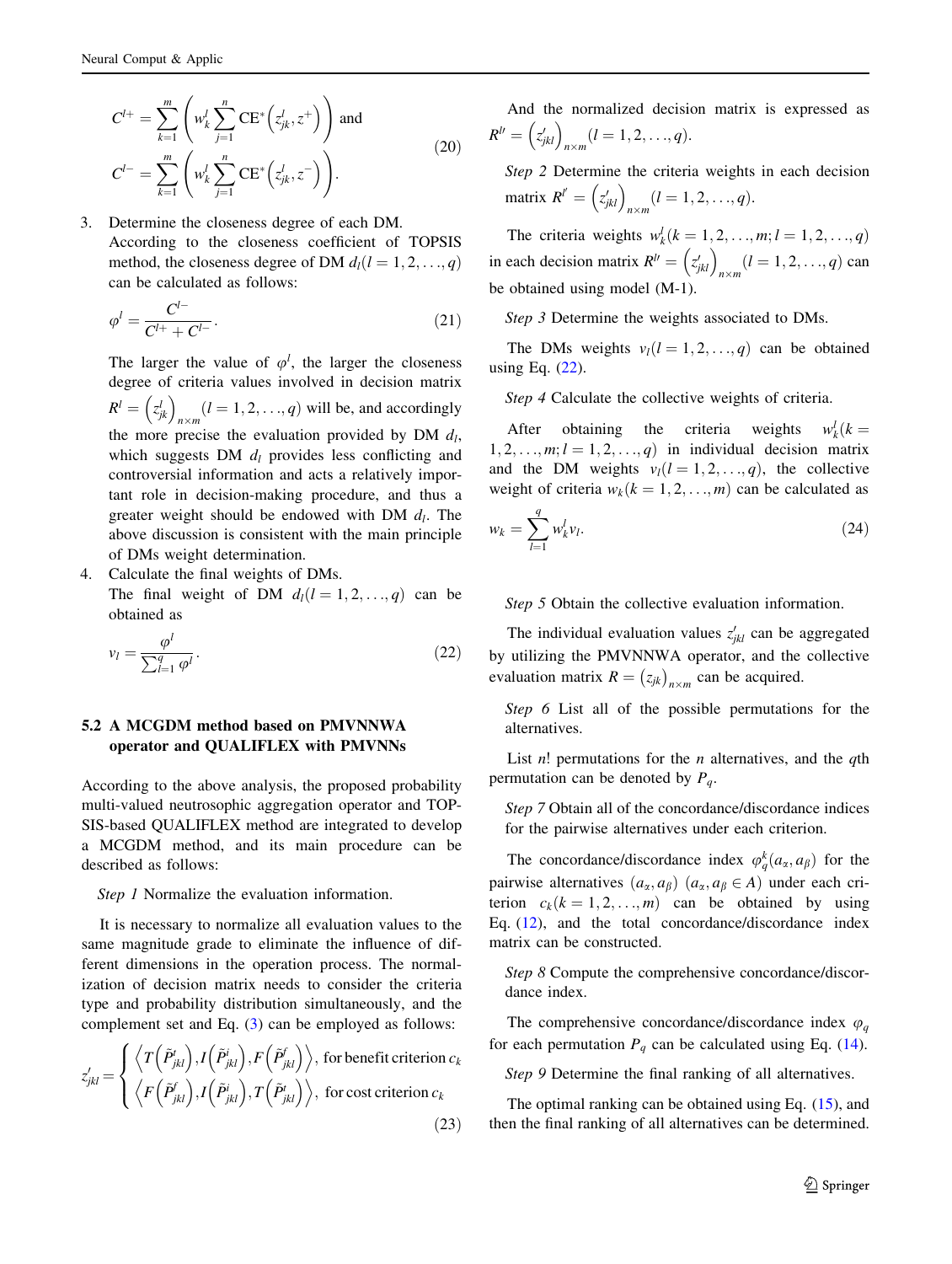$$C^{l+} = \sum_{k=1}^{m} \left( w_k^l \sum_{j=1}^{n} \mathrm{CE}^*\left(z_{jk}^l, z^+\right) \right) \text{ and}$$
$$C^{l-} = \sum_{k=1}^{m} \left( w_k^l \sum_{j=1}^{n} \mathrm{CE}^*\left(z_{jk}^l, z^-\right) \right). \tag{20}$$

3. Determine the closeness degree of each DM.
   According to the closeness coefficient of TOPSIS method, the closeness degree of DM $d_l (l = 1, 2, \ldots, q)$ can be calculated as follows:

$$\varphi^l = \frac{C^{l-}}{C^{l+} + C^{l-}}. \tag{21}$$

   The larger the value of $\varphi^l$, the larger the closeness degree of criteria values involved in decision matrix $R^l = \left(z_{jk}^l\right)_{n \times m} (l = 1, 2, \ldots, q)$ will be, and accordingly the more precise the evaluation provided by DM $d_l$, which suggests DM $d_l$ provides less conflicting and controversial information and acts a relatively important role in decision-making procedure, and thus a greater weight should be endowed with DM $d_l$. The above discussion is consistent with the main principle of DMs weight determination.

4. Calculate the final weights of DMs.
   The final weight of DM $d_l (l = 1, 2, \ldots, q)$ can be obtained as

$$v_l = \frac{\varphi^l}{\sum_{l=1}^{q} \varphi^l}. \tag{22}$$

### 5.2 A MCGDM method based on PMVNNWA operator and QUALIFLEX with PMVNNs

According to the above analysis, the proposed probability multi-valued neutrosophic aggregation operator and TOPSIS-based QUALIFLEX method are integrated to develop a MCGDM method, and its main procedure can be described as follows:

*Step 1* Normalize the evaluation information.

It is necessary to normalize all evaluation values to the same magnitude grade to eliminate the influence of different dimensions in the operation process. The normalization of decision matrix needs to consider the criteria type and probability distribution simultaneously, and the complement set and Eq. (3) can be employed as follows:

$$z'_{jkl} = \begin{cases} \left\langle T\left(\tilde{P}_{jkl}^t\right), I\left(\tilde{P}_{jkl}^i\right), F\left(\tilde{P}_{jkl}^f\right) \right\rangle, & \text{for benefit criterion } c_k \\ \left\langle F\left(\tilde{P}_{jkl}^f\right), I\left(\tilde{P}_{jkl}^i\right), T\left(\tilde{P}_{jkl}^t\right) \right\rangle, & \text{for cost criterion } c_k \end{cases} \tag{23}$$

And the normalized decision matrix is expressed as $R^{l\prime} = \left(z'_{jkl}\right)_{n \times m} (l = 1, 2, \ldots, q)$.

*Step 2* Determine the criteria weights in each decision matrix $R^{l\prime} = \left(z'_{jkl}\right)_{n \times m} (l = 1, 2, \ldots, q)$.

The criteria weights $w_k^l (k = 1, 2, \ldots, m; l = 1, 2, \ldots, q)$ in each decision matrix $R^{l\prime} = \left(z'_{jkl}\right)_{n \times m} (l = 1, 2, \ldots, q)$ can be obtained using model (M-1).

*Step 3* Determine the weights associated to DMs.

The DMs weights $v_l (l = 1, 2, \ldots, q)$ can be obtained using Eq. (22).

*Step 4* Calculate the collective weights of criteria.

After obtaining the criteria weights $w_k^l (k = 1, 2, \ldots, m; l = 1, 2, \ldots, q)$ in individual decision matrix and the DM weights $v_l (l = 1, 2, \ldots, q)$, the collective weight of criteria $w_k (k = 1, 2, \ldots, m)$ can be calculated as

$$w_k = \sum_{l=1}^{q} w_k^l v_l. \tag{24}$$

*Step 5* Obtain the collective evaluation information.

The individual evaluation values $z'_{jkl}$ can be aggregated by utilizing the PMVNNWA operator, and the collective evaluation matrix $R = \left(z_{jk}\right)_{n \times m}$ can be acquired.

*Step 6* List all of the possible permutations for the alternatives.

List $n!$ permutations for the $n$ alternatives, and the $q$th permutation can be denoted by $P_q$.

*Step 7* Obtain all of the concordance/discordance indices for the pairwise alternatives under each criterion.

The concordance/discordance index $\varphi_q^k(a_\alpha, a_\beta)$ for the pairwise alternatives $(a_\alpha, a_\beta)$ $(a_\alpha, a_\beta \in A)$ under each criterion $c_k (k = 1, 2, \ldots, m)$ can be obtained by using Eq. (12), and the total concordance/discordance index matrix can be constructed.

*Step 8* Compute the comprehensive concordance/discordance index.

The comprehensive concordance/discordance index $\varphi_q$ for each permutation $P_q$ can be calculated using Eq. (14).

*Step 9* Determine the final ranking of all alternatives.

The optimal ranking can be obtained using Eq. (15), and then the final ranking of all alternatives can be determined.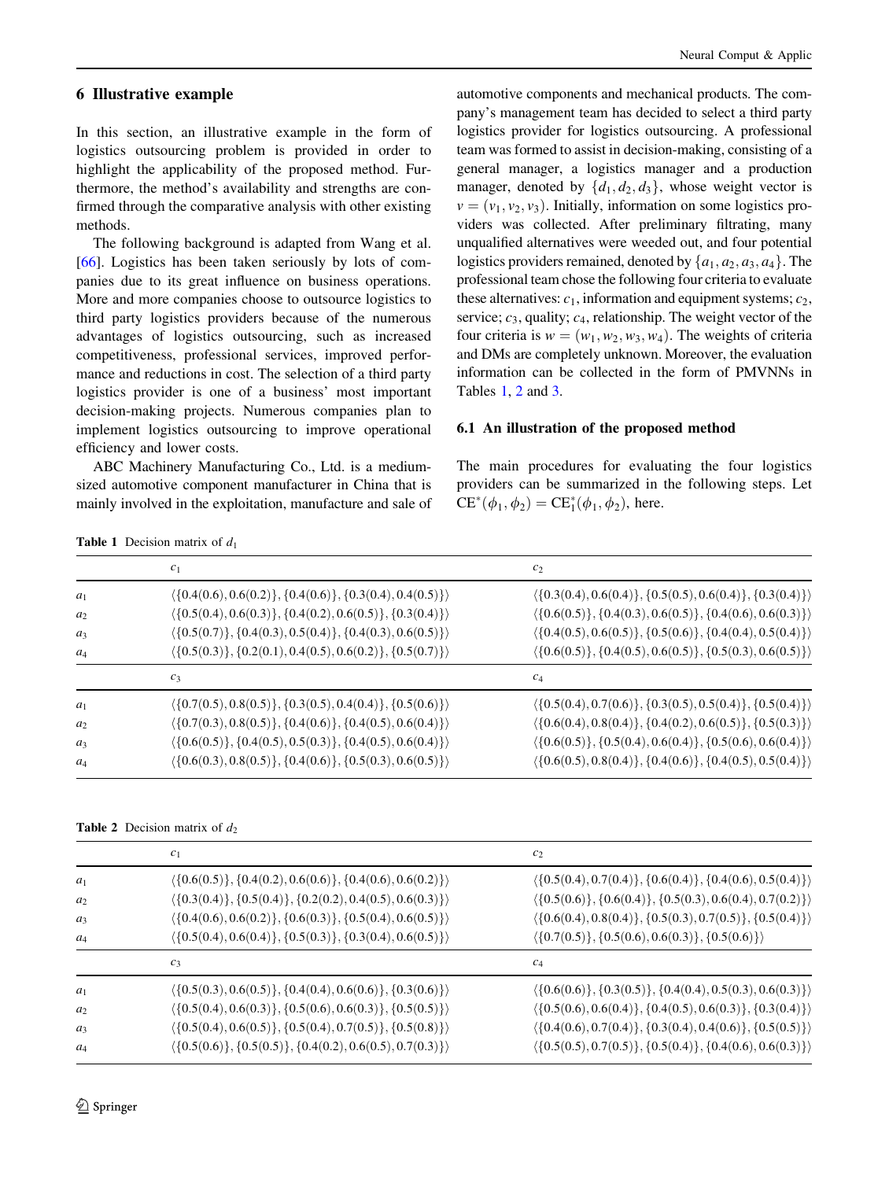## 6 Illustrative example

In this section, an illustrative example in the form of logistics outsourcing problem is provided in order to highlight the applicability of the proposed method. Furthermore, the method's availability and strengths are confirmed through the comparative analysis with other existing methods.

The following background is adapted from Wang et al. [66]. Logistics has been taken seriously by lots of companies due to its great influence on business operations. More and more companies choose to outsource logistics to third party logistics providers because of the numerous advantages of logistics outsourcing, such as increased competitiveness, professional services, improved performance and reductions in cost. The selection of a third party logistics provider is one of a business' most important decision-making projects. Numerous companies plan to implement logistics outsourcing to improve operational efficiency and lower costs.

ABC Machinery Manufacturing Co., Ltd. is a medium-sized automotive component manufacturer in China that is mainly involved in the exploitation, manufacture and sale of automotive components and mechanical products. The company's management team has decided to select a third party logistics provider for logistics outsourcing. A professional team was formed to assist in decision-making, consisting of a general manager, a logistics manager and a production manager, denoted by $\{d_1, d_2, d_3\}$, whose weight vector is $v = (v_1, v_2, v_3)$. Initially, information on some logistics providers was collected. After preliminary filtrating, many unqualified alternatives were weeded out, and four potential logistics providers remained, denoted by $\{a_1, a_2, a_3, a_4\}$. The professional team chose the following four criteria to evaluate these alternatives: $c_1$, information and equipment systems; $c_2$, service; $c_3$, quality; $c_4$, relationship. The weight vector of the four criteria is $w = (w_1, w_2, w_3, w_4)$. The weights of criteria and DMs are completely unknown. Moreover, the evaluation information can be collected in the form of PMVNNs in Tables 1, 2 and 3.

### 6.1 An illustration of the proposed method

The main procedures for evaluating the four logistics providers can be summarized in the following steps. Let $\mathrm{CE}^*(\phi_1, \phi_2) = \mathrm{CE}_1^*(\phi_1, \phi_2)$, here.

**Table 1** Decision matrix of $d_1$

| | $c_1$ | $c_2$ |
|---|---|---|
| $a_1$ | $\langle\{0.4(0.6), 0.6(0.2)\}, \{0.4(0.6)\}, \{0.3(0.4), 0.4(0.5)\}\rangle$ | $\langle\{0.3(0.4), 0.6(0.4)\}, \{0.5(0.5), 0.6(0.4)\}, \{0.3(0.4)\}\rangle$ |
| $a_2$ | $\langle\{0.5(0.4), 0.6(0.3)\}, \{0.4(0.2), 0.6(0.5)\}, \{0.3(0.4)\}\rangle$ | $\langle\{0.6(0.5)\}, \{0.4(0.3), 0.6(0.5)\}, \{0.4(0.6), 0.6(0.3)\}\rangle$ |
| $a_3$ | $\langle\{0.5(0.7)\}, \{0.4(0.3), 0.5(0.4)\}, \{0.4(0.3), 0.6(0.5)\}\rangle$ | $\langle\{0.4(0.5), 0.6(0.5)\}, \{0.5(0.6)\}, \{0.4(0.4), 0.5(0.4)\}\rangle$ |
| $a_4$ | $\langle\{0.5(0.3)\}, \{0.2(0.1), 0.4(0.5), 0.6(0.2)\}, \{0.5(0.7)\}\rangle$ | $\langle\{0.6(0.5)\}, \{0.4(0.5), 0.6(0.5)\}, \{0.5(0.3), 0.6(0.5)\}\rangle$ |
| | $c_3$ | $c_4$ |
| $a_1$ | $\langle\{0.7(0.5), 0.8(0.5)\}, \{0.3(0.5), 0.4(0.4)\}, \{0.5(0.6)\}\rangle$ | $\langle\{0.5(0.4), 0.7(0.6)\}, \{0.3(0.5), 0.5(0.4)\}, \{0.5(0.4)\}\rangle$ |
| $a_2$ | $\langle\{0.7(0.3), 0.8(0.5)\}, \{0.4(0.6)\}, \{0.4(0.5), 0.6(0.4)\}\rangle$ | $\langle\{0.6(0.4), 0.8(0.4)\}, \{0.4(0.2), 0.6(0.5)\}, \{0.5(0.3)\}\rangle$ |
| $a_3$ | $\langle\{0.6(0.5)\}, \{0.4(0.5), 0.5(0.3)\}, \{0.4(0.5), 0.6(0.4)\}\rangle$ | $\langle\{0.6(0.5)\}, \{0.5(0.4), 0.6(0.4)\}, \{0.5(0.6), 0.6(0.4)\}\rangle$ |
| $a_4$ | $\langle\{0.6(0.3), 0.8(0.5)\}, \{0.4(0.6)\}, \{0.5(0.3), 0.6(0.5)\}\rangle$ | $\langle\{0.6(0.5), 0.8(0.4)\}, \{0.4(0.6)\}, \{0.4(0.5), 0.5(0.4)\}\rangle$ |

**Table 2** Decision matrix of $d_2$

| | $c_1$ | $c_2$ |
|---|---|---|
| $a_1$ | $\langle\{0.6(0.5)\}, \{0.4(0.2), 0.6(0.6)\}, \{0.4(0.6), 0.6(0.2)\}\rangle$ | $\langle\{0.5(0.4), 0.7(0.4)\}, \{0.6(0.4)\}, \{0.4(0.6), 0.5(0.4)\}\rangle$ |
| $a_2$ | $\langle\{0.3(0.4)\}, \{0.5(0.4)\}, \{0.2(0.2), 0.4(0.5), 0.6(0.3)\}\rangle$ | $\langle\{0.5(0.6)\}, \{0.6(0.4)\}, \{0.5(0.3), 0.6(0.4), 0.7(0.2)\}\rangle$ |
| $a_3$ | $\langle\{0.4(0.6), 0.6(0.2)\}, \{0.6(0.3)\}, \{0.5(0.4), 0.6(0.5)\}\rangle$ | $\langle\{0.6(0.4), 0.8(0.4)\}, \{0.5(0.3), 0.7(0.5)\}, \{0.5(0.4)\}\rangle$ |
| $a_4$ | $\langle\{0.5(0.4), 0.6(0.4)\}, \{0.5(0.3)\}, \{0.3(0.4), 0.6(0.5)\}\rangle$ | $\langle\{0.7(0.5)\}, \{0.5(0.6), 0.6(0.3)\}, \{0.5(0.6)\}\rangle$ |
| | $c_3$ | $c_4$ |
| $a_1$ | $\langle\{0.5(0.3), 0.6(0.5)\}, \{0.4(0.4), 0.6(0.6)\}, \{0.3(0.6)\}\rangle$ | $\langle\{0.6(0.6)\}, \{0.3(0.5)\}, \{0.4(0.4), 0.5(0.3), 0.6(0.3)\}\rangle$ |
| $a_2$ | $\langle\{0.5(0.4), 0.6(0.3)\}, \{0.5(0.6), 0.6(0.3)\}, \{0.5(0.5)\}\rangle$ | $\langle\{0.5(0.6), 0.6(0.4)\}, \{0.4(0.5), 0.6(0.3)\}, \{0.3(0.4)\}\rangle$ |
| $a_3$ | $\langle\{0.5(0.4), 0.6(0.5)\}, \{0.5(0.4), 0.7(0.5)\}, \{0.5(0.8)\}\rangle$ | $\langle\{0.4(0.6), 0.7(0.4)\}, \{0.3(0.4), 0.4(0.6)\}, \{0.5(0.5)\}\rangle$ |
| $a_4$ | $\langle\{0.5(0.6)\}, \{0.5(0.5)\}, \{0.4(0.2), 0.6(0.5), 0.7(0.3)\}\rangle$ | $\langle\{0.5(0.5), 0.7(0.5)\}, \{0.5(0.4)\}, \{0.4(0.6), 0.6(0.3)\}\rangle$ |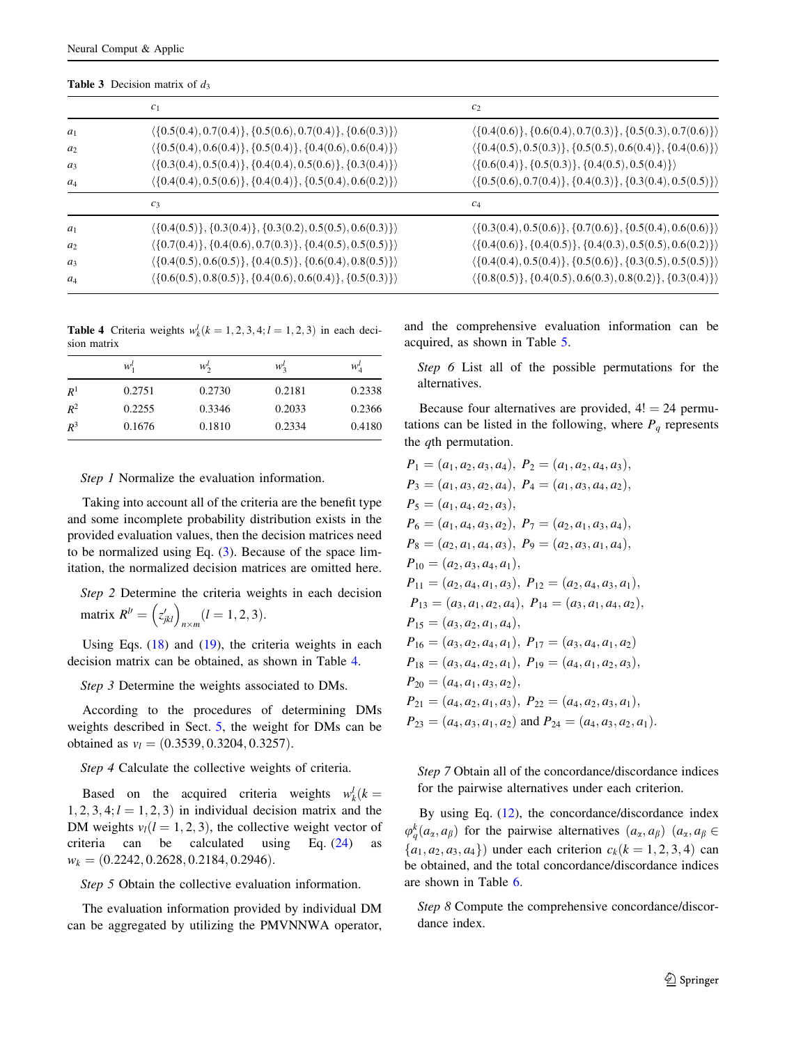**Table 3** Decision matrix of $d_3$

| | $c_1$ | $c_2$ |
|---|---|---|
| $a_1$ | $\langle\{0.5(0.4), 0.7(0.4)\}, \{0.5(0.6), 0.7(0.4)\}, \{0.6(0.3)\}\rangle$ | $\langle\{0.4(0.6)\}, \{0.6(0.4), 0.7(0.3)\}, \{0.5(0.3), 0.7(0.6)\}\rangle$ |
| $a_2$ | $\langle\{0.5(0.4), 0.6(0.4)\}, \{0.5(0.4)\}, \{0.4(0.6), 0.6(0.4)\}\rangle$ | $\langle\{0.4(0.5), 0.5(0.3)\}, \{0.5(0.5), 0.6(0.4)\}, \{0.4(0.6)\}\rangle$ |
| $a_3$ | $\langle\{0.3(0.4), 0.5(0.4)\}, \{0.4(0.4), 0.5(0.6)\}, \{0.3(0.4)\}\rangle$ | $\langle\{0.6(0.4)\}, \{0.5(0.3)\}, \{0.4(0.5), 0.5(0.4)\}\rangle$ |
| $a_4$ | $\langle\{0.4(0.4), 0.5(0.6)\}, \{0.4(0.4)\}, \{0.5(0.4), 0.6(0.2)\}\rangle$ | $\langle\{0.5(0.6), 0.7(0.4)\}, \{0.4(0.3)\}, \{0.3(0.4), 0.5(0.5)\}\rangle$ |
| | $c_3$ | $c_4$ |
| $a_1$ | $\langle\{0.4(0.5)\}, \{0.3(0.4)\}, \{0.3(0.2), 0.5(0.5), 0.6(0.3)\}\rangle$ | $\langle\{0.3(0.4), 0.5(0.6)\}, \{0.7(0.6)\}, \{0.5(0.4), 0.6(0.6)\}\rangle$ |
| $a_2$ | $\langle\{0.7(0.4)\}, \{0.4(0.6), 0.7(0.3)\}, \{0.4(0.5), 0.5(0.5)\}\rangle$ | $\langle\{0.4(0.6)\}, \{0.4(0.5)\}, \{0.4(0.3), 0.5(0.5), 0.6(0.2)\}\rangle$ |
| $a_3$ | $\langle\{0.4(0.5), 0.6(0.5)\}, \{0.4(0.5)\}, \{0.6(0.4), 0.8(0.5)\}\rangle$ | $\langle\{0.4(0.4), 0.5(0.4)\}, \{0.5(0.6)\}, \{0.3(0.5), 0.5(0.5)\}\rangle$ |
| $a_4$ | $\langle\{0.6(0.5), 0.8(0.5)\}, \{0.4(0.6), 0.6(0.4)\}, \{0.5(0.3)\}\rangle$ | $\langle\{0.8(0.5)\}, \{0.4(0.5), 0.6(0.3), 0.8(0.2)\}, \{0.3(0.4)\}\rangle$ |

**Table 4** Criteria weights $w_k^l (k = 1, 2, 3, 4; l = 1, 2, 3)$ in each decision matrix

| | $w_1^l$ | $w_2^l$ | $w_3^l$ | $w_4^l$ |
|---|---|---|---|---|
| $R^1$ | 0.2751 | 0.2730 | 0.2181 | 0.2338 |
| $R^2$ | 0.2255 | 0.3346 | 0.2033 | 0.2366 |
| $R^3$ | 0.1676 | 0.1810 | 0.2334 | 0.4180 |

*Step 1* Normalize the evaluation information.

Taking into account all of the criteria are the benefit type and some incomplete probability distribution exists in the provided evaluation values, then the decision matrices need to be normalized using Eq. (3). Because of the space limitation, the normalized decision matrices are omitted here.

*Step 2* Determine the criteria weights in each decision matrix $R^{l\prime} = \left(z'_{jkl}\right)_{n \times m} (l = 1, 2, 3)$.

Using Eqs. (18) and (19), the criteria weights in each decision matrix can be obtained, as shown in Table 4.

*Step 3* Determine the weights associated to DMs.

According to the procedures of determining DMs weights described in Sect. 5, the weight for DMs can be obtained as $v_l = (0.3539, 0.3204, 0.3257)$.

*Step 4* Calculate the collective weights of criteria.

Based on the acquired criteria weights $w_k^l (k = 1, 2, 3, 4; l = 1, 2, 3)$ in individual decision matrix and the DM weights $v_l (l = 1, 2, 3)$, the collective weight vector of criteria can be calculated using Eq. (24) as $w_k = (0.2242, 0.2628, 0.2184, 0.2946)$.

*Step 5* Obtain the collective evaluation information.

The evaluation information provided by individual DM can be aggregated by utilizing the PMVNNWA operator, and the comprehensive evaluation information can be acquired, as shown in Table 5.

*Step 6* List all of the possible permutations for the alternatives.

Because four alternatives are provided, $4! = 24$ permutations can be listed in the following, where $P_q$ represents the $q$th permutation.

$P_1 = (a_1, a_2, a_3, a_4)$, $P_2 = (a_1, a_2, a_4, a_3)$,
$P_3 = (a_1, a_3, a_2, a_4)$, $P_4 = (a_1, a_3, a_4, a_2)$,
$P_5 = (a_1, a_4, a_2, a_3)$,
$P_6 = (a_1, a_4, a_3, a_2)$, $P_7 = (a_2, a_1, a_3, a_4)$,
$P_8 = (a_2, a_1, a_4, a_3)$, $P_9 = (a_2, a_3, a_1, a_4)$,
$P_{10} = (a_2, a_3, a_4, a_1)$,
$P_{11} = (a_2, a_4, a_1, a_3)$, $P_{12} = (a_2, a_4, a_3, a_1)$,
$P_{13} = (a_3, a_1, a_2, a_4)$, $P_{14} = (a_3, a_1, a_4, a_2)$,
$P_{15} = (a_3, a_2, a_1, a_4)$,
$P_{16} = (a_3, a_2, a_4, a_1)$, $P_{17} = (a_3, a_4, a_1, a_2)$
$P_{18} = (a_3, a_4, a_2, a_1)$, $P_{19} = (a_4, a_1, a_2, a_3)$,
$P_{20} = (a_4, a_1, a_3, a_2)$,
$P_{21} = (a_4, a_2, a_1, a_3)$, $P_{22} = (a_4, a_2, a_3, a_1)$,
$P_{23} = (a_4, a_3, a_1, a_2)$ and $P_{24} = (a_4, a_3, a_2, a_1)$.

*Step 7* Obtain all of the concordance/discordance indices for the pairwise alternatives under each criterion.

By using Eq. (12), the concordance/discordance index $\varphi_q^k(a_\alpha, a_\beta)$ for the pairwise alternatives $(a_\alpha, a_\beta)$ $(a_\alpha, a_\beta \in \{a_1, a_2, a_3, a_4\})$ under each criterion $c_k (k = 1, 2, 3, 4)$ can be obtained, and the total concordance/discordance indices are shown in Table 6.

*Step 8* Compute the comprehensive concordance/discordance index.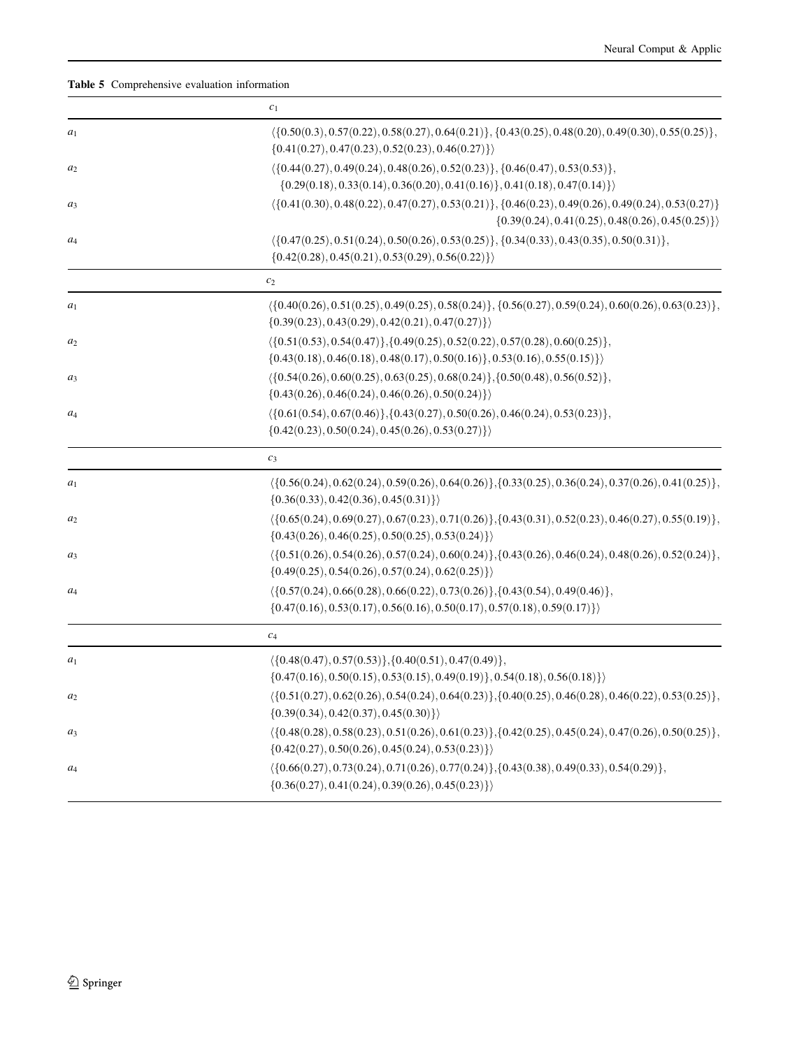**Table 5** Comprehensive evaluation information

| | $c_1$ |
|---|---|
| $a_1$ | $\langle\{0.50(0.3), 0.57(0.22), 0.58(0.27), 0.64(0.21)\}, \{0.43(0.25), 0.48(0.20), 0.49(0.30), 0.55(0.25)\}, \{0.41(0.27), 0.47(0.23), 0.52(0.23), 0.46(0.27)\}\rangle$ |
| $a_2$ | $\langle\{0.44(0.27), 0.49(0.24), 0.48(0.26), 0.52(0.23)\}, \{0.46(0.47), 0.53(0.53)\}, \{0.29(0.18), 0.33(0.14), 0.36(0.20), 0.41(0.16)\}, 0.41(0.18), 0.47(0.14)\}\rangle$ |
| $a_3$ | $\langle\{0.41(0.30), 0.48(0.22), 0.47(0.27), 0.53(0.21)\}, \{0.46(0.23), 0.49(0.26), 0.49(0.24), 0.53(0.27)\} \{0.39(0.24), 0.41(0.25), 0.48(0.26), 0.45(0.25)\}\rangle$ |
| $a_4$ | $\langle\{0.47(0.25), 0.51(0.24), 0.50(0.26), 0.53(0.25)\}, \{0.34(0.33), 0.43(0.35), 0.50(0.31)\}, \{0.42(0.28), 0.45(0.21), 0.53(0.29), 0.56(0.22)\}\rangle$ |
| | $c_2$ |
| $a_1$ | $\langle\{0.40(0.26), 0.51(0.25), 0.49(0.25), 0.58(0.24)\}, \{0.56(0.27), 0.59(0.24), 0.60(0.26), 0.63(0.23)\}, \{0.39(0.23), 0.43(0.29), 0.42(0.21), 0.47(0.27)\}\rangle$ |
| $a_2$ | $\langle\{0.51(0.53), 0.54(0.47)\}, \{0.49(0.25), 0.52(0.22), 0.57(0.28), 0.60(0.25)\}, \{0.43(0.18), 0.46(0.18), 0.48(0.17), 0.50(0.16)\}, 0.53(0.16), 0.55(0.15)\}\rangle$ |
| $a_3$ | $\langle\{0.54(0.26), 0.60(0.25), 0.63(0.25), 0.68(0.24)\}, \{0.50(0.48), 0.56(0.52)\}, \{0.43(0.26), 0.46(0.24), 0.46(0.25), 0.50(0.24)\}\rangle$ |
| $a_4$ | $\langle\{0.61(0.54), 0.67(0.46)\}, \{0.43(0.27), 0.50(0.26), 0.46(0.24), 0.53(0.23)\}, \{0.42(0.23), 0.50(0.24), 0.45(0.26), 0.53(0.27)\}\rangle$ |
| | $c_3$ |
| $a_1$ | $\langle\{0.56(0.24), 0.62(0.24), 0.59(0.26), 0.64(0.26)\}, \{0.33(0.25), 0.36(0.24), 0.37(0.26), 0.41(0.25)\}, \{0.36(0.33), 0.42(0.36), 0.45(0.31)\}\rangle$ |
| $a_2$ | $\langle\{0.65(0.24), 0.69(0.27), 0.67(0.23), 0.71(0.26)\}, \{0.43(0.31), 0.52(0.23), 0.46(0.27), 0.55(0.19)\}, \{0.43(0.26), 0.46(0.25), 0.50(0.25), 0.53(0.24)\}\rangle$ |
| $a_3$ | $\langle\{0.51(0.26), 0.54(0.26), 0.57(0.24), 0.60(0.24)\}, \{0.43(0.26), 0.46(0.24), 0.48(0.26), 0.52(0.24)\}, \{0.49(0.25), 0.54(0.26), 0.57(0.24), 0.62(0.25)\}\rangle$ |
| $a_4$ | $\langle\{0.57(0.24), 0.66(0.28), 0.66(0.22), 0.73(0.26)\}, \{0.43(0.54), 0.49(0.46)\}, \{0.47(0.16), 0.53(0.17), 0.56(0.16), 0.50(0.17), 0.57(0.18), 0.59(0.17)\}\rangle$ |
| | $c_4$ |
| $a_1$ | $\langle\{0.48(0.47), 0.57(0.53)\}, \{0.40(0.51), 0.47(0.49)\}, \{0.47(0.16), 0.50(0.15), 0.53(0.15), 0.49(0.19)\}, 0.54(0.18), 0.56(0.18)\}\rangle$ |
| $a_2$ | $\langle\{0.51(0.27), 0.62(0.26), 0.54(0.24), 0.64(0.23)\}, \{0.40(0.25), 0.46(0.28), 0.46(0.22), 0.53(0.25)\}, \{0.39(0.34), 0.42(0.37), 0.45(0.30)\}\rangle$ |
| $a_3$ | $\langle\{0.48(0.28), 0.58(0.23), 0.51(0.26), 0.61(0.23)\}, \{0.42(0.25), 0.45(0.24), 0.47(0.26), 0.50(0.25)\}, \{0.42(0.27), 0.50(0.26), 0.45(0.24), 0.53(0.23)\}\rangle$ |
| $a_4$ | $\langle\{0.66(0.27), 0.73(0.24), 0.71(0.26), 0.77(0.24)\}, \{0.43(0.38), 0.49(0.33), 0.54(0.29)\}, \{0.36(0.27), 0.41(0.24), 0.39(0.26), 0.45(0.23)\}\rangle$ |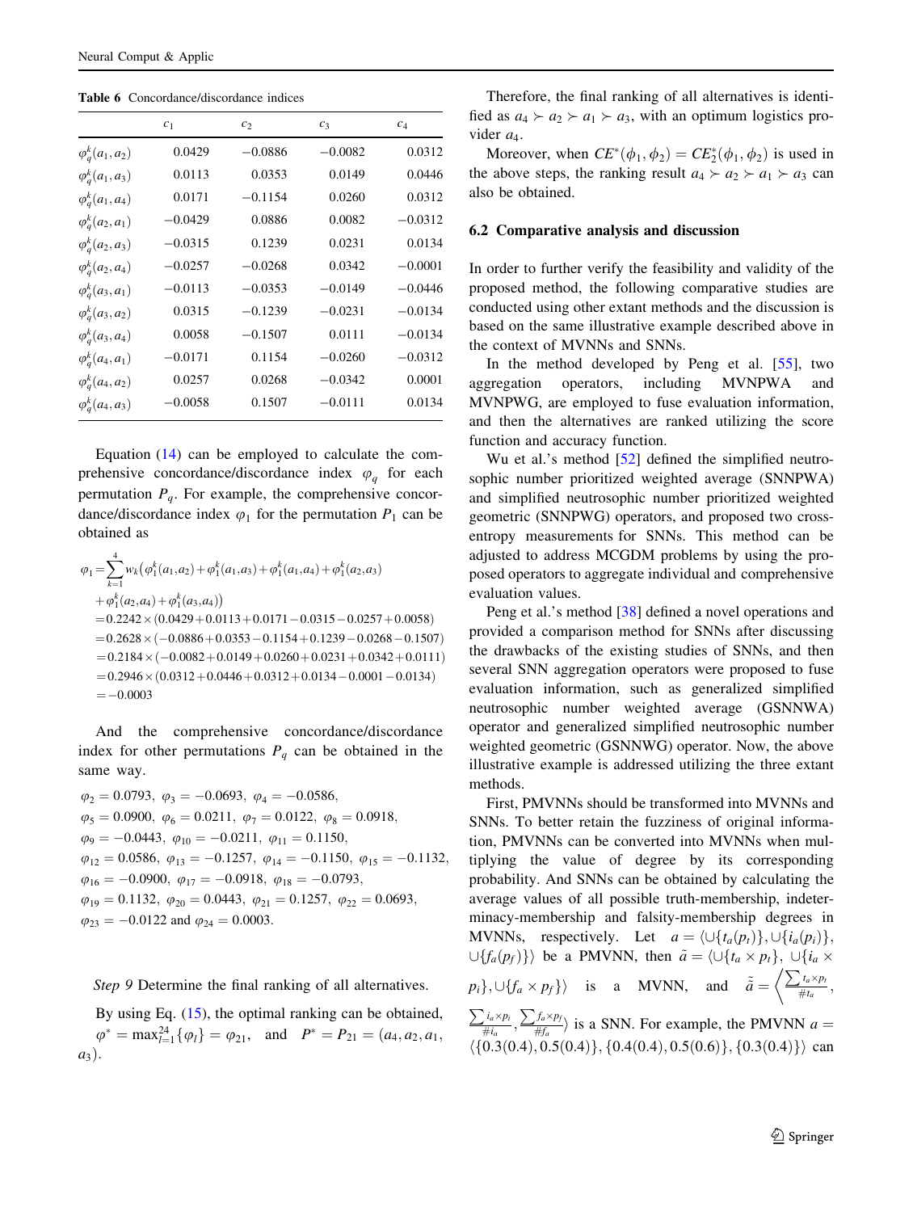**Table 6** Concordance/discordance indices

| | $c_1$ | $c_2$ | $c_3$ | $c_4$ |
|---|---|---|---|---|
| $\varphi_q^k(a_1, a_2)$ | 0.0429 | −0.0886 | −0.0082 | 0.0312 |
| $\varphi_q^k(a_1, a_3)$ | 0.0113 | 0.0353 | 0.0149 | 0.0446 |
| $\varphi_q^k(a_1, a_4)$ | 0.0171 | −0.1154 | 0.0260 | 0.0312 |
| $\varphi_q^k(a_2, a_1)$ | −0.0429 | 0.0886 | 0.0082 | −0.0312 |
| $\varphi_q^k(a_2, a_3)$ | −0.0315 | 0.1239 | 0.0231 | 0.0134 |
| $\varphi_q^k(a_2, a_4)$ | −0.0257 | −0.0268 | 0.0342 | −0.0001 |
| $\varphi_q^k(a_3, a_1)$ | −0.0113 | −0.0353 | −0.0149 | −0.0446 |
| $\varphi_q^k(a_3, a_2)$ | 0.0315 | −0.1239 | −0.0231 | −0.0134 |
| $\varphi_q^k(a_3, a_4)$ | 0.0058 | −0.1507 | 0.0111 | −0.0134 |
| $\varphi_q^k(a_4, a_1)$ | −0.0171 | 0.1154 | −0.0260 | −0.0312 |
| $\varphi_q^k(a_4, a_2)$ | 0.0257 | 0.0268 | −0.0342 | 0.0001 |
| $\varphi_q^k(a_4, a_3)$ | −0.0058 | 0.1507 | −0.0111 | 0.0134 |

Equation (14) can be employed to calculate the comprehensive concordance/discordance index $\varphi_q$ for each permutation $P_q$. For example, the comprehensive concordance/discordance index $\varphi_1$ for the permutation $P_1$ can be obtained as

$$
\begin{aligned}
\varphi_1 &= \sum_{k=1}^{4} w_k\big(\varphi_1^k(a_1,a_2)+\varphi_1^k(a_1,a_3)+\varphi_1^k(a_1,a_4)+\varphi_1^k(a_2,a_3) \\
&\quad +\varphi_1^k(a_2,a_4)+\varphi_1^k(a_3,a_4)\big) \\
&= 0.2242\times(0.0429+0.0113+0.0171-0.0315-0.0257+0.0058) \\
&= 0.2628\times(-0.0886+0.0353-0.1154+0.1239-0.0268-0.1507) \\
&= 0.2184\times(-0.0082+0.0149+0.0260+0.0231+0.0342+0.0111) \\
&= 0.2946\times(0.0312+0.0446+0.0312+0.0134-0.0001-0.0134) \\
&= -0.0003
\end{aligned}
$$

And the comprehensive concordance/discordance index for other permutations $P_q$ can be obtained in the same way.

$$
\begin{aligned}
&\varphi_2 = 0.0793,\ \varphi_3 = -0.0693,\ \varphi_4 = -0.0586, \\
&\varphi_5 = 0.0900,\ \varphi_6 = 0.0211,\ \varphi_7 = 0.0122,\ \varphi_8 = 0.0918, \\
&\varphi_9 = -0.0443,\ \varphi_{10} = -0.0211,\ \varphi_{11} = 0.1150, \\
&\varphi_{12} = 0.0586,\ \varphi_{13} = -0.1257,\ \varphi_{14} = -0.1150,\ \varphi_{15} = -0.1132, \\
&\varphi_{16} = -0.0900,\ \varphi_{17} = -0.0918,\ \varphi_{18} = -0.0793, \\
&\varphi_{19} = 0.1132,\ \varphi_{20} = 0.0443,\ \varphi_{21} = 0.1257,\ \varphi_{22} = 0.0693, \\
&\varphi_{23} = -0.0122 \text{ and } \varphi_{24} = 0.0003.
\end{aligned}
$$

*Step 9* Determine the final ranking of all alternatives.

By using Eq. (15), the optimal ranking can be obtained, $\varphi^* = \max_{l=1}^{24}\{\varphi_l\} = \varphi_{21}$, and $P^* = P_{21} = (a_4, a_2, a_1, a_3)$.

Therefore, the final ranking of all alternatives is identified as $a_4 \succ a_2 \succ a_1 \succ a_3$, with an optimum logistics provider $a_4$.

Moreover, when $CE^*(\phi_1, \phi_2) = CE_2^*(\phi_1, \phi_2)$ is used in the above steps, the ranking result $a_4 \succ a_2 \succ a_1 \succ a_3$ can also be obtained.

### 6.2 Comparative analysis and discussion

In order to further verify the feasibility and validity of the proposed method, the following comparative studies are conducted using other extant methods and the discussion is based on the same illustrative example described above in the context of MVNNs and SNNs.

In the method developed by Peng et al. [55], two aggregation operators, including MVNPWA and MVNPWG, are employed to fuse evaluation information, and then the alternatives are ranked utilizing the score function and accuracy function.

Wu et al.'s method [52] defined the simplified neutrosophic number prioritized weighted average (SNNPWA) and simplified neutrosophic number prioritized weighted geometric (SNNPWG) operators, and proposed two cross-entropy measurements for SNNs. This method can be adjusted to address MCGDM problems by using the proposed operators to aggregate individual and comprehensive evaluation values.

Peng et al.'s method [38] defined a novel operations and provided a comparison method for SNNs after discussing the drawbacks of the existing studies of SNNs, and then several SNN aggregation operators were proposed to fuse evaluation information, such as generalized simplified neutrosophic number weighted average (GSNNWA) operator and generalized simplified neutrosophic number weighted geometric (GSNNWG) operator. Now, the above illustrative example is addressed utilizing the three extant methods.

First, PMVNNs should be transformed into MVNNs and SNNs. To better retain the fuzziness of original information, PMVNNs can be converted into MVNNs when multiplying the value of degree by its corresponding probability. And SNNs can be obtained by calculating the average values of all possible truth-membership, indeterminacy-membership and falsity-membership degrees in MVNNs, respectively. Let $a = \langle \cup\{t_a(p_t)\}, \cup\{i_a(p_i)\}, \cup\{f_a(p_f)\}\rangle$ be a PMVNN, then $\tilde{a} = \langle \cup\{t_a \times p_t\}, \cup\{i_a \times p_i\}, \cup\{f_a \times p_f\}\rangle$ is a MVNN, and $\tilde{\tilde{a}} = \left\langle \frac{\sum t_a \times p_t}{\#t_a}, \frac{\sum i_a \times p_i}{\#i_a}, \frac{\sum f_a \times p_f}{\#f_a} \right\rangle$ is a SNN. For example, the PMVNN $a = \langle\{0.3(0.4), 0.5(0.4)\}, \{0.4(0.4), 0.5(0.6)\}, \{0.3(0.4)\}\rangle$ can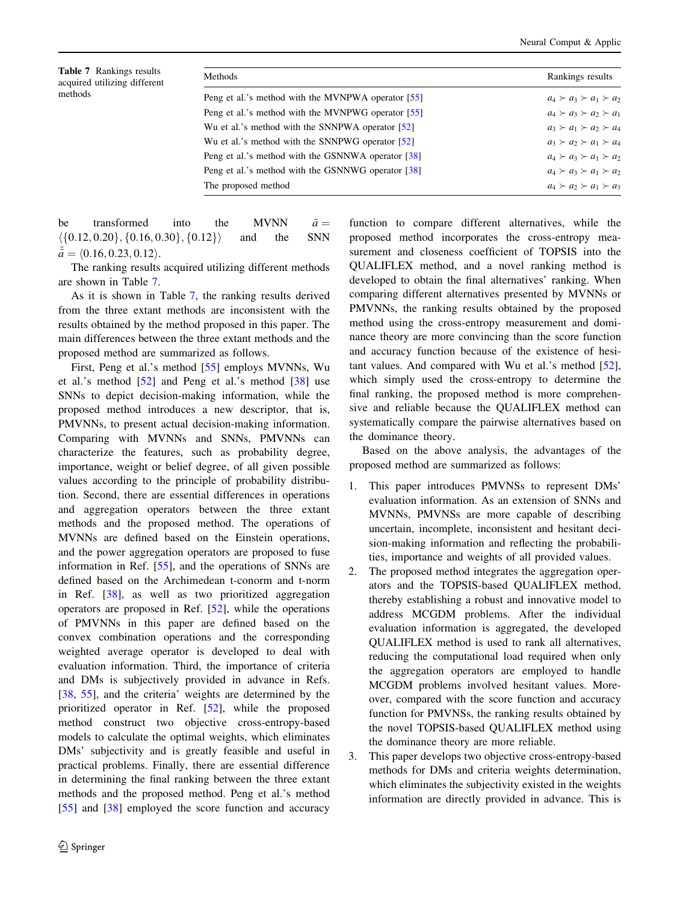**Table 7** Rankings results acquired utilizing different methods

| Methods | Rankings results |
| --- | --- |
| Peng et al.'s method with the MVNPWA operator [55] | $a_4 \succ a_3 \succ a_1 \succ a_2$ |
| Peng et al.'s method with the MVNPWG operator [55] | $a_4 \succ a_3 \succ a_2 \succ a_1$ |
| Wu et al.'s method with the SNNPWA operator [52] | $a_3 \succ a_1 \succ a_2 \succ a_4$ |
| Wu et al.'s method with the SNNPWG operator [52] | $a_3 \succ a_2 \succ a_1 \succ a_4$ |
| Peng et al.'s method with the GSNNWA operator [38] | $a_4 \succ a_3 \succ a_1 \succ a_2$ |
| Peng et al.'s method with the GSNNWG operator [38] | $a_4 \succ a_3 \succ a_1 \succ a_2$ |
| The proposed method | $a_4 \succ a_2 \succ a_1 \succ a_3$ |

be transformed into the MVNN $\tilde{a} = \langle\{0.12, 0.20\}, \{0.16, 0.30\}, \{0.12\}\rangle$ and the SNN $\tilde{\tilde{a}} = \langle 0.16, 0.23, 0.12\rangle$.

The ranking results acquired utilizing different methods are shown in Table 7.

As it is shown in Table 7, the ranking results derived from the three extant methods are inconsistent with the results obtained by the method proposed in this paper. The main differences between the three extant methods and the proposed method are summarized as follows.

First, Peng et al.'s method [55] employs MVNNs, Wu et al.'s method [52] and Peng et al.'s method [38] use SNNs to depict decision-making information, while the proposed method introduces a new descriptor, that is, PMVNNs, to present actual decision-making information. Comparing with MVNNs and SNNs, PMVNNs can characterize the features, such as probability degree, importance, weight or belief degree, of all given possible values according to the principle of probability distribution. Second, there are essential differences in operations and aggregation operators between the three extant methods and the proposed method. The operations of MVNNs are defined based on the Einstein operations, and the power aggregation operators are proposed to fuse information in Ref. [55], and the operations of SNNs are defined based on the Archimedean t-conorm and t-norm in Ref. [38], as well as two prioritized aggregation operators are proposed in Ref. [52], while the operations of PMVNNs in this paper are defined based on the convex combination operations and the corresponding weighted average operator is developed to deal with evaluation information. Third, the importance of criteria and DMs is subjectively provided in advance in Refs. [38, 55], and the criteria' weights are determined by the prioritized operator in Ref. [52], while the proposed method construct two objective cross-entropy-based models to calculate the optimal weights, which eliminates DMs' subjectivity and is greatly feasible and useful in practical problems. Finally, there are essential difference in determining the final ranking between the three extant methods and the proposed method. Peng et al.'s method [55] and [38] employed the score function and accuracy function to compare different alternatives, while the proposed method incorporates the cross-entropy measurement and closeness coefficient of TOPSIS into the QUALIFLEX method, and a novel ranking method is developed to obtain the final alternatives' ranking. When comparing different alternatives presented by MVNNs or PMVNNs, the ranking results obtained by the proposed method using the cross-entropy measurement and dominance theory are more convincing than the score function and accuracy function because of the existence of hesitant values. And compared with Wu et al.'s method [52], which simply used the cross-entropy to determine the final ranking, the proposed method is more comprehensive and reliable because the QUALIFLEX method can systematically compare the pairwise alternatives based on the dominance theory.

Based on the above analysis, the advantages of the proposed method are summarized as follows:

1. This paper introduces PMVNSs to represent DMs' evaluation information. As an extension of SNNs and MVNNs, PMVNSs are more capable of describing uncertain, incomplete, inconsistent and hesitant decision-making information and reflecting the probabilities, importance and weights of all provided values.
2. The proposed method integrates the aggregation operators and the TOPSIS-based QUALIFLEX method, thereby establishing a robust and innovative model to address MCGDM problems. After the individual evaluation information is aggregated, the developed QUALIFLEX method is used to rank all alternatives, reducing the computational load required when only the aggregation operators are employed to handle MCGDM problems involved hesitant values. Moreover, compared with the score function and accuracy function for PMVNSs, the ranking results obtained by the novel TOPSIS-based QUALIFLEX method using the dominance theory are more reliable.
3. This paper develops two objective cross-entropy-based methods for DMs and criteria weights determination, which eliminates the subjectivity existed in the weights information are directly provided in advance. This is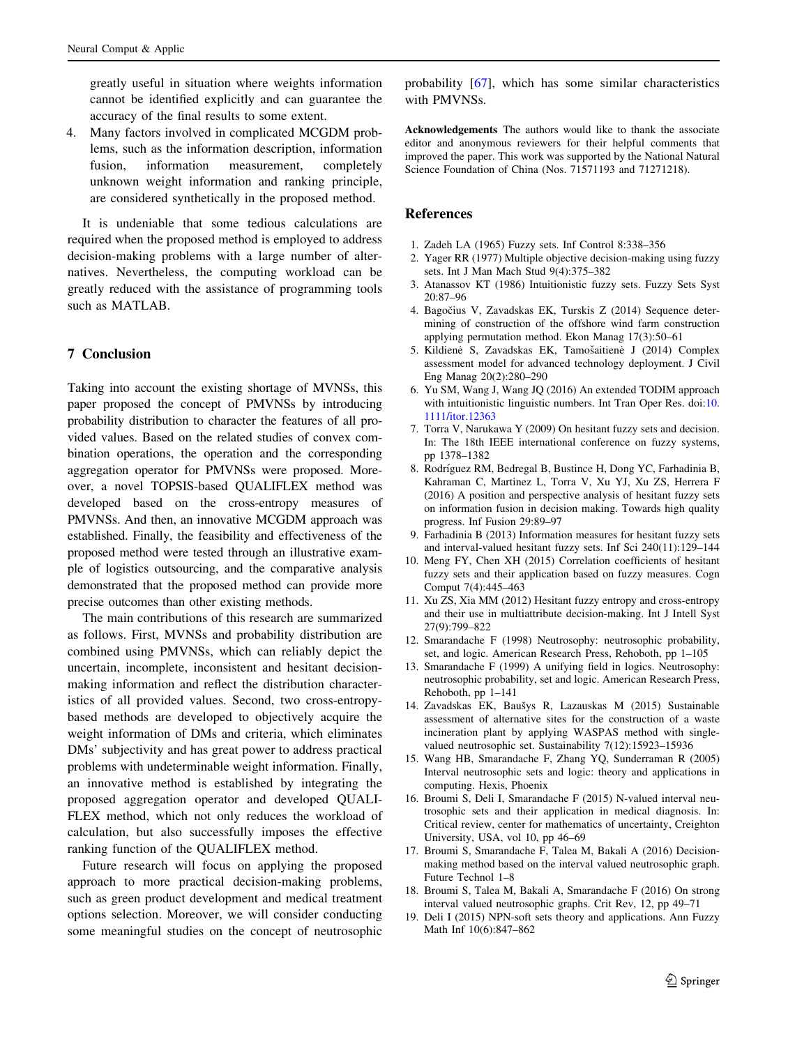greatly useful in situation where weights information cannot be identified explicitly and can guarantee the accuracy of the final results to some extent.

4. Many factors involved in complicated MCGDM problems, such as the information description, information fusion, information measurement, completely unknown weight information and ranking principle, are considered synthetically in the proposed method.

It is undeniable that some tedious calculations are required when the proposed method is employed to address decision-making problems with a large number of alternatives. Nevertheless, the computing workload can be greatly reduced with the assistance of programming tools such as MATLAB.

## 7 Conclusion

Taking into account the existing shortage of MVNSs, this paper proposed the concept of PMVNSs by introducing probability distribution to character the features of all provided values. Based on the related studies of convex combination operations, the operation and the corresponding aggregation operator for PMVNSs were proposed. Moreover, a novel TOPSIS-based QUALIFLEX method was developed based on the cross-entropy measures of PMVNSs. And then, an innovative MCGDM approach was established. Finally, the feasibility and effectiveness of the proposed method were tested through an illustrative example of logistics outsourcing, and the comparative analysis demonstrated that the proposed method can provide more precise outcomes than other existing methods.

The main contributions of this research are summarized as follows. First, MVNSs and probability distribution are combined using PMVNSs, which can reliably depict the uncertain, incomplete, inconsistent and hesitant decision-making information and reflect the distribution characteristics of all provided values. Second, two cross-entropy-based methods are developed to objectively acquire the weight information of DMs and criteria, which eliminates DMs' subjectivity and has great power to address practical problems with undeterminable weight information. Finally, an innovative method is established by integrating the proposed aggregation operator and developed QUALIFLEX method, which not only reduces the workload of calculation, but also successfully imposes the effective ranking function of the QUALIFLEX method.

Future research will focus on applying the proposed approach to more practical decision-making problems, such as green product development and medical treatment options selection. Moreover, we will consider conducting some meaningful studies on the concept of neutrosophic probability [67], which has some similar characteristics with PMVNSs.

**Acknowledgements** The authors would like to thank the associate editor and anonymous reviewers for their helpful comments that improved the paper. This work was supported by the National Natural Science Foundation of China (Nos. 71571193 and 71271218).

## References

1. Zadeh LA (1965) Fuzzy sets. Inf Control 8:338–356
2. Yager RR (1977) Multiple objective decision-making using fuzzy sets. Int J Man Mach Stud 9(4):375–382
3. Atanassov KT (1986) Intuitionistic fuzzy sets. Fuzzy Sets Syst 20:87–96
4. Bagočius V, Zavadskas EK, Turskis Z (2014) Sequence determining of construction of the offshore wind farm construction applying permutation method. Ekon Manag 17(3):50–61
5. Kildienė S, Zavadskas EK, Tamošaitienė J (2014) Complex assessment model for advanced technology deployment. J Civil Eng Manag 20(2):280–290
6. Yu SM, Wang J, Wang JQ (2016) An extended TODIM approach with intuitionistic linguistic numbers. Int Tran Oper Res. doi:10.1111/itor.12363
7. Torra V, Narukawa Y (2009) On hesitant fuzzy sets and decision. In: The 18th IEEE international conference on fuzzy systems, pp 1378–1382
8. Rodríguez RM, Bedregal B, Bustince H, Dong YC, Farhadinia B, Kahraman C, Martinez L, Torra V, Xu YJ, Xu ZS, Herrera F (2016) A position and perspective analysis of hesitant fuzzy sets on information fusion in decision making. Towards high quality progress. Inf Fusion 29:89–97
9. Farhadinia B (2013) Information measures for hesitant fuzzy sets and interval-valued hesitant fuzzy sets. Inf Sci 240(11):129–144
10. Meng FY, Chen XH (2015) Correlation coefficients of hesitant fuzzy sets and their application based on fuzzy measures. Cogn Comput 7(4):445–463
11. Xu ZS, Xia MM (2012) Hesitant fuzzy entropy and cross-entropy and their use in multiattribute decision-making. Int J Intell Syst 27(9):799–822
12. Smarandache F (1998) Neutrosophy: neutrosophic probability, set, and logic. American Research Press, Rehoboth, pp 1–105
13. Smarandache F (1999) A unifying field in logics. Neutrosophy: neutrosophic probability, set and logic. American Research Press, Rehoboth, pp 1–141
14. Zavadskas EK, Baušys R, Lazauskas M (2015) Sustainable assessment of alternative sites for the construction of a waste incineration plant by applying WASPAS method with single-valued neutrosophic set. Sustainability 7(12):15923–15936
15. Wang HB, Smarandache F, Zhang YQ, Sunderraman R (2005) Interval neutrosophic sets and logic: theory and applications in computing. Hexis, Phoenix
16. Broumi S, Deli I, Smarandache F (2015) N-valued interval neutrosophic sets and their application in medical diagnosis. In: Critical review, center for mathematics of uncertainty, Creighton University, USA, vol 10, pp 46–69
17. Broumi S, Smarandache F, Talea M, Bakali A (2016) Decision-making method based on the interval valued neutrosophic graph. Future Technol 1–8
18. Broumi S, Talea M, Bakali A, Smarandache F (2016) On strong interval valued neutrosophic graphs. Crit Rev, 12, pp 49–71
19. Deli I (2015) NPN-soft sets theory and applications. Ann Fuzzy Math Inf 10(6):847–862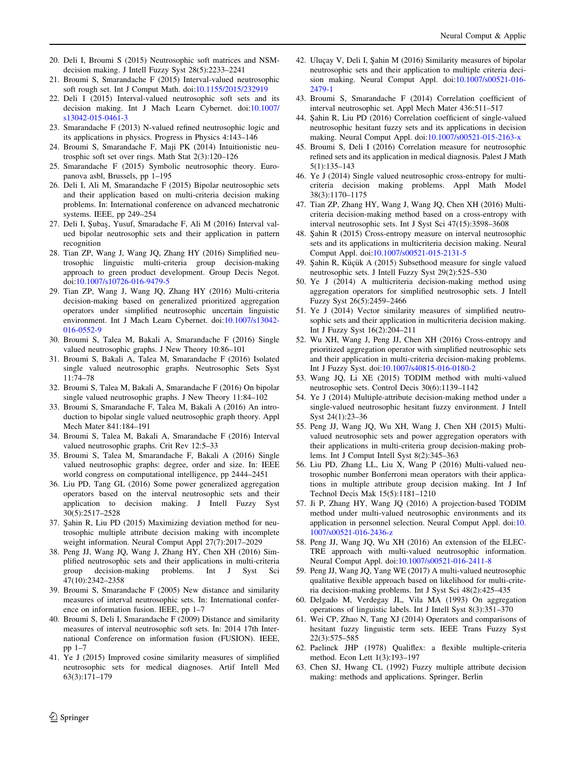20. Deli I, Broumi S (2015) Neutrosophic soft matrices and NSM-decision making. J Intell Fuzzy Syst 28(5):2233–2241
21. Broumi S, Smarandache F (2015) Interval-valued neutrosophic soft rough set. Int J Comput Math. doi:10.1155/2015/232919
22. Deli I (2015) Interval-valued neutrosophic soft sets and its decision making. Int J Mach Learn Cybernet. doi:10.1007/s13042-015-0461-3
23. Smarandache F (2013) N-valued refined neutrosophic logic and its applications in physics. Progress in Physics 4:143–146
24. Broumi S, Smarandache F, Maji PK (2014) Intuitionistic neutrosphic soft set over rings. Math Stat 2(3):120–126
25. Smarandache F (2015) Symbolic neutrosophic theory. Europanova asbl, Brussels, pp 1–195
26. Deli I, Ali M, Smarandache F (2015) Bipolar neutrosophic sets and their application based on multi-criteria decision making problems. In: International conference on advanced mechatronic systems. IEEE, pp 249–254
27. Deli I, Şubaş, Yusuf, Smaradache F, Ali M (2016) Interval valued bipolar neutrosophic sets and their application in pattern recognition
28. Tian ZP, Wang J, Wang JQ, Zhang HY (2016) Simplified neutrosophic linguistic multi-criteria group decision-making approach to green product development. Group Decis Negot. doi:10.1007/s10726-016-9479-5
29. Tian ZP, Wang J, Wang JQ, Zhang HY (2016) Multi-criteria decision-making based on generalized prioritized aggregation operators under simplified neutrosophic uncertain linguistic environment. Int J Mach Learn Cybernet. doi:10.1007/s13042-016-0552-9
30. Broumi S, Talea M, Bakali A, Smarandache F (2016) Single valued neutrosophic graphs. J New Theory 10:86–101
31. Broumi S, Bakali A, Talea M, Smarandache F (2016) Isolated single valued neutrosophic graphs. Neutrosophic Sets Syst 11:74–78
32. Broumi S, Talea M, Bakali A, Smarandache F (2016) On bipolar single valued neutrosophic graphs. J New Theory 11:84–102
33. Broumi S, Smarandache F, Talea M, Bakali A (2016) An introduction to bipolar single valued neutrosophic graph theory. Appl Mech Mater 841:184–191
34. Broumi S, Talea M, Bakali A, Smarandache F (2016) Interval valued neutrosophic graphs. Crit Rev 12:5–33
35. Broumi S, Talea M, Smarandache F, Bakali A (2016) Single valued neutrosophic graphs: degree, order and size. In: IEEE world congress on computational intelligence, pp 2444–2451
36. Liu PD, Tang GL (2016) Some power generalized aggregation operators based on the interval neutrosophic sets and their application to decision making. J Intell Fuzzy Syst 30(5):2517–2528
37. Şahin R, Liu PD (2015) Maximizing deviation method for neutrosophic multiple attribute decision making with incomplete weight information. Neural Comput Appl 27(7):2017–2029
38. Peng JJ, Wang JQ, Wang J, Zhang HY, Chen XH (2016) Simplified neutrosophic sets and their applications in multi-criteria group decision-making problems. Int J Syst Sci 47(10):2342–2358
39. Broumi S, Smarandache F (2005) New distance and similarity measures of interval neutrosophic sets. In: International conference on information fusion. IEEE, pp 1–7
40. Broumi S, Deli I, Smarandache F (2014) Distance and similarity measures of interval neutrosophic soft sets. In: 2014 17th International Conference on information fusion (FUSION). IEEE, pp 1–7
41. Ye J (2015) Improved cosine similarity measures of simplified neutrosophic sets for medical diagnoses. Artif Intell Med 63(3):171–179
42. Uluçay V, Deli I, Şahin M (2016) Similarity measures of bipolar neutrosophic sets and their application to multiple criteria decision making. Neural Comput Appl. doi:10.1007/s00521-016-2479-1
43. Broumi S, Smarandache F (2014) Correlation coefficient of interval neutrosophic set. Appl Mech Mater 436:511–517
44. Şahin R, Liu PD (2016) Correlation coefficient of single-valued neutrosophic hesitant fuzzy sets and its applications in decision making. Neural Comput Appl. doi:10.1007/s00521-015-2163-x
45. Broumi S, Deli I (2016) Correlation measure for neutrosophic refined sets and its application in medical diagnosis. Palest J Math 5(1):135–143
46. Ye J (2014) Single valued neutrosophic cross-entropy for multicriteria decision making problems. Appl Math Model 38(3):1170–1175
47. Tian ZP, Zhang HY, Wang J, Wang JQ, Chen XH (2016) Multi-criteria decision-making method based on a cross-entropy with interval neutrosophic sets. Int J Syst Sci 47(15):3598–3608
48. Şahin R (2015) Cross-entropy measure on interval neutrosophic sets and its applications in multicriteria decision making. Neural Comput Appl. doi:10.1007/s00521-015-2131-5
49. Şahin R, Küçük A (2015) Subsethood measure for single valued neutrosophic sets. J Intell Fuzzy Syst 29(2):525–530
50. Ye J (2014) A multicriteria decision-making method using aggregation operators for simplified neutrosophic sets. J Intell Fuzzy Syst 26(5):2459–2466
51. Ye J (2014) Vector similarity measures of simplified neutrosophic sets and their application in multicriteria decision making. Int J Fuzzy Syst 16(2):204–211
52. Wu XH, Wang J, Peng JJ, Chen XH (2016) Cross-entropy and prioritized aggregation operator with simplified neutrosophic sets and their application in multi-criteria decision-making problems. Int J Fuzzy Syst. doi:10.1007/s40815-016-0180-2
53. Wang JQ, Li XE (2015) TODIM method with multi-valued neutrosophic sets. Control Decis 30(6):1139–1142
54. Ye J (2014) Multiple-attribute decision-making method under a single-valued neutrosophic hesitant fuzzy environment. J Intell Syst 24(1):23–36
55. Peng JJ, Wang JQ, Wu XH, Wang J, Chen XH (2015) Multi-valued neutrosophic sets and power aggregation operators with their applications in multi-criteria group decision-making problems. Int J Comput Intell Syst 8(2):345–363
56. Liu PD, Zhang LL, Liu X, Wang P (2016) Multi-valued neutrosophic number Bonferroni mean operators with their applications in multiple attribute group decision making. Int J Inf Technol Decis Mak 15(5):1181–1210
57. Ji P, Zhang HY, Wang JQ (2016) A projection-based TODIM method under multi-valued neutrosophic environments and its application in personnel selection. Neural Comput Appl. doi:10.1007/s00521-016-2436-z
58. Peng JJ, Wang JQ, Wu XH (2016) An extension of the ELECTRE approach with multi-valued neutrosophic information. Neural Comput Appl. doi:10.1007/s00521-016-2411-8
59. Peng JJ, Wang JQ, Yang WE (2017) A multi-valued neutrosophic qualitative flexible approach based on likelihood for multi-criteria decision-making problems. Int J Syst Sci 48(2):425–435
60. Delgado M, Verdegay JL, Vila MA (1993) On aggregation operations of linguistic labels. Int J Intell Syst 8(3):351–370
61. Wei CP, Zhao N, Tang XJ (2014) Operators and comparisons of hesitant fuzzy linguistic term sets. IEEE Trans Fuzzy Syst 22(3):575–585
62. Paelinck JHP (1978) Qualiflex: a flexible multiple-criteria method. Econ Lett 1(3):193–197
63. Chen SJ, Hwang CL (1992) Fuzzy multiple attribute decision making: methods and applications. Springer, Berlin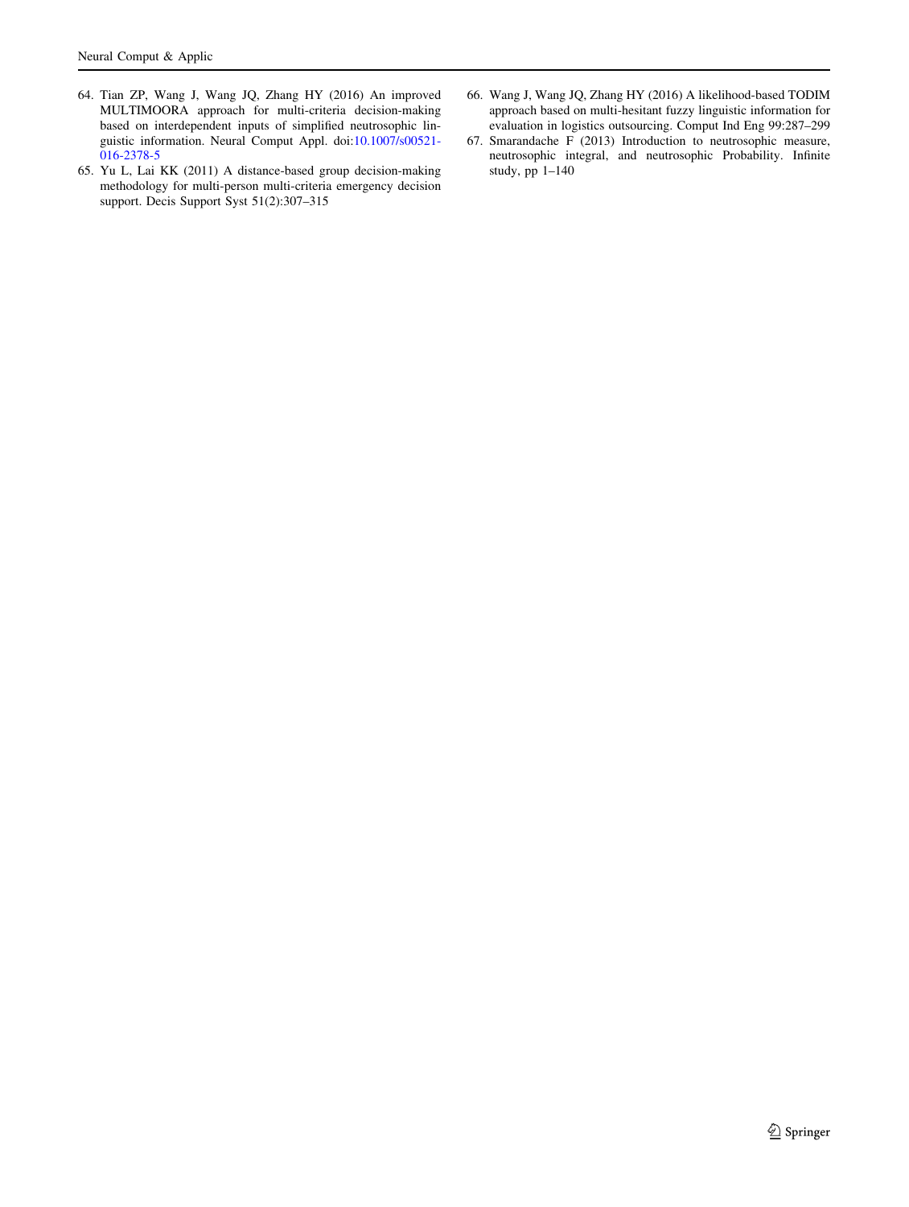64. Tian ZP, Wang J, Wang JQ, Zhang HY (2016) An improved MULTIMOORA approach for multi-criteria decision-making based on interdependent inputs of simplified neutrosophic linguistic information. Neural Comput Appl. doi:10.1007/s00521-016-2378-5
65. Yu L, Lai KK (2011) A distance-based group decision-making methodology for multi-person multi-criteria emergency decision support. Decis Support Syst 51(2):307–315
66. Wang J, Wang JQ, Zhang HY (2016) A likelihood-based TODIM approach based on multi-hesitant fuzzy linguistic information for evaluation in logistics outsourcing. Comput Ind Eng 99:287–299
67. Smarandache F (2013) Introduction to neutrosophic measure, neutrosophic integral, and neutrosophic Probability. Infinite study, pp 1–140